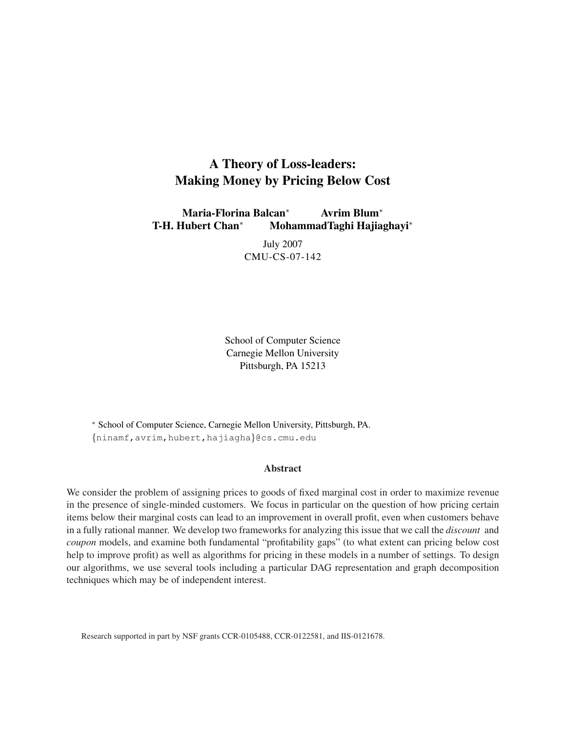# A Theory of Loss-leaders: Making Money by Pricing Below Cost

**Maria-Florina Balcan*** **Avrim Blum***
**T-H. Hubert Chan*** **MohammadTaghi Hajiaghayi***

July 2007
CMU-CS-07-142

School of Computer Science
Carnegie Mellon University
Pittsburgh, PA 15213

* School of Computer Science, Carnegie Mellon University, Pittsburgh, PA.
{ninamf,avrim,hubert,hajiagha}@cs.cmu.edu

### Abstract

We consider the problem of assigning prices to goods of fixed marginal cost in order to maximize revenue in the presence of single-minded customers. We focus in particular on the question of how pricing certain items below their marginal costs can lead to an improvement in overall profit, even when customers behave in a fully rational manner. We develop two frameworks for analyzing this issue that we call the *discount* and *coupon* models, and examine both fundamental "profitability gaps" (to what extent can pricing below cost help to improve profit) as well as algorithms for pricing in these models in a number of settings. To design our algorithms, we use several tools including a particular DAG representation and graph decomposition techniques which may be of independent interest.

Research supported in part by NSF grants CCR-0105488, CCR-0122581, and IIS-0121678.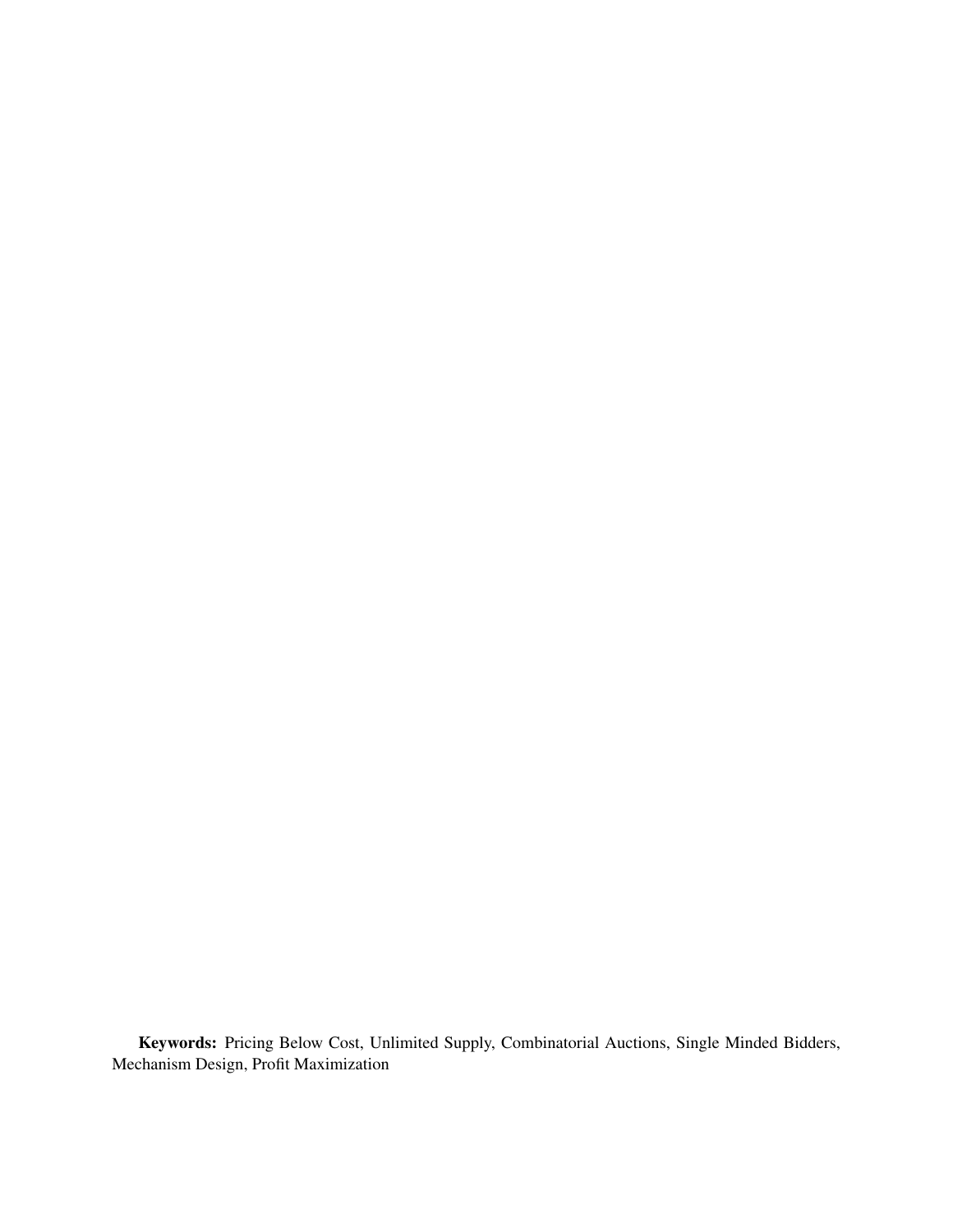**Keywords:** Pricing Below Cost, Unlimited Supply, Combinatorial Auctions, Single Minded Bidders, Mechanism Design, Profit Maximization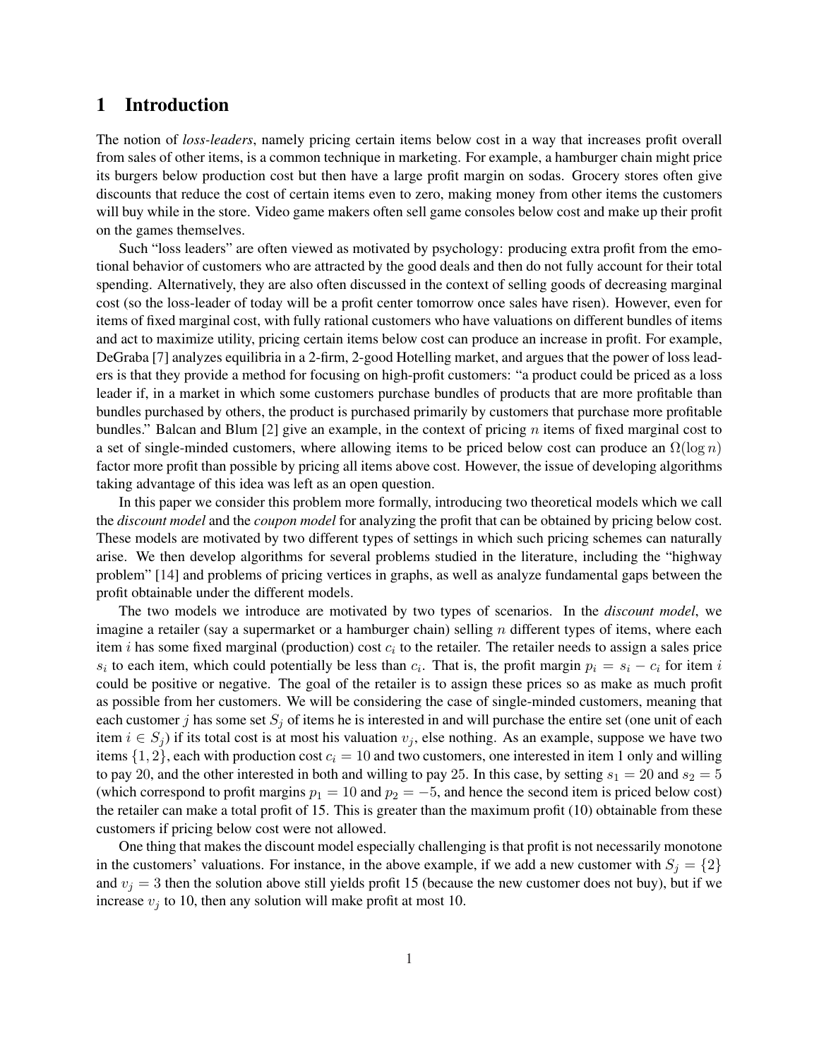# 1 Introduction

The notion of *loss-leaders*, namely pricing certain items below cost in a way that increases profit overall from sales of other items, is a common technique in marketing. For example, a hamburger chain might price its burgers below production cost but then have a large profit margin on sodas. Grocery stores often give discounts that reduce the cost of certain items even to zero, making money from other items the customers will buy while in the store. Video game makers often sell game consoles below cost and make up their profit on the games themselves.

Such "loss leaders" are often viewed as motivated by psychology: producing extra profit from the emotional behavior of customers who are attracted by the good deals and then do not fully account for their total spending. Alternatively, they are also often discussed in the context of selling goods of decreasing marginal cost (so the loss-leader of today will be a profit center tomorrow once sales have risen). However, even for items of fixed marginal cost, with fully rational customers who have valuations on different bundles of items and act to maximize utility, pricing certain items below cost can produce an increase in profit. For example, DeGraba [7] analyzes equilibria in a 2-firm, 2-good Hotelling market, and argues that the power of loss leaders is that they provide a method for focusing on high-profit customers: "a product could be priced as a loss leader if, in a market in which some customers purchase bundles of products that are more profitable than bundles purchased by others, the product is purchased primarily by customers that purchase more profitable bundles." Balcan and Blum [2] give an example, in the context of pricing $n$ items of fixed marginal cost to a set of single-minded customers, where allowing items to be priced below cost can produce an $\Omega(\log n)$ factor more profit than possible by pricing all items above cost. However, the issue of developing algorithms taking advantage of this idea was left as an open question.

In this paper we consider this problem more formally, introducing two theoretical models which we call the *discount model* and the *coupon model* for analyzing the profit that can be obtained by pricing below cost. These models are motivated by two different types of settings in which such pricing schemes can naturally arise. We then develop algorithms for several problems studied in the literature, including the "highway problem" [14] and problems of pricing vertices in graphs, as well as analyze fundamental gaps between the profit obtainable under the different models.

The two models we introduce are motivated by two types of scenarios. In the *discount model*, we imagine a retailer (say a supermarket or a hamburger chain) selling $n$ different types of items, where each item $i$ has some fixed marginal (production) cost $c_i$ to the retailer. The retailer needs to assign a sales price $s_i$ to each item, which could potentially be less than $c_i$. That is, the profit margin $p_i = s_i - c_i$ for item $i$ could be positive or negative. The goal of the retailer is to assign these prices so as make as much profit as possible from her customers. We will be considering the case of single-minded customers, meaning that each customer $j$ has some set $S_j$ of items he is interested in and will purchase the entire set (one unit of each item $i \in S_j$) if its total cost is at most his valuation $v_j$, else nothing. As an example, suppose we have two items $\{1, 2\}$, each with production cost $c_i = 10$ and two customers, one interested in item 1 only and willing to pay 20, and the other interested in both and willing to pay 25. In this case, by setting $s_1 = 20$ and $s_2 = 5$ (which correspond to profit margins $p_1 = 10$ and $p_2 = -5$, and hence the second item is priced below cost) the retailer can make a total profit of 15. This is greater than the maximum profit (10) obtainable from these customers if pricing below cost were not allowed.

One thing that makes the discount model especially challenging is that profit is not necessarily monotone in the customers' valuations. For instance, in the above example, if we add a new customer with $S_j = \{2\}$ and $v_j = 3$ then the solution above still yields profit 15 (because the new customer does not buy), but if we increase $v_j$ to 10, then any solution will make profit at most 10.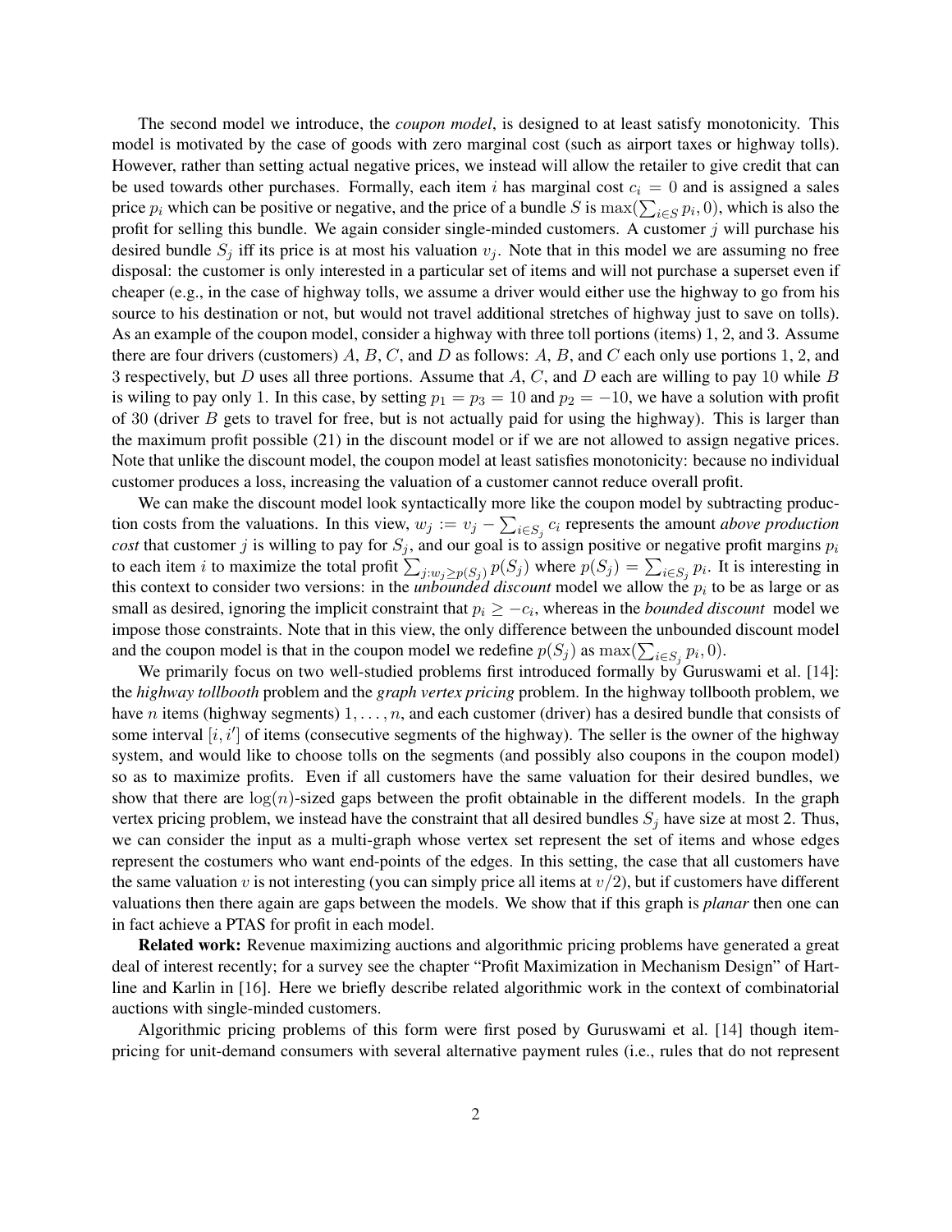The second model we introduce, the *coupon model*, is designed to at least satisfy monotonicity. This model is motivated by the case of goods with zero marginal cost (such as airport taxes or highway tolls). However, rather than setting actual negative prices, we instead will allow the retailer to give credit that can be used towards other purchases. Formally, each item $i$ has marginal cost $c_i = 0$ and is assigned a sales price $p_i$ which can be positive or negative, and the price of a bundle $S$ is $\max(\sum_{i \in S} p_i, 0)$, which is also the profit for selling this bundle. We again consider single-minded customers. A customer $j$ will purchase his desired bundle $S_j$ iff its price is at most his valuation $v_j$. Note that in this model we are assuming no free disposal: the customer is only interested in a particular set of items and will not purchase a superset even if cheaper (e.g., in the case of highway tolls, we assume a driver would either use the highway to go from his source to his destination or not, but would not travel additional stretches of highway just to save on tolls). As an example of the coupon model, consider a highway with three toll portions (items) 1, 2, and 3. Assume there are four drivers (customers) $A$, $B$, $C$, and $D$ as follows: $A$, $B$, and $C$ each only use portions 1, 2, and 3 respectively, but $D$ uses all three portions. Assume that $A$, $C$, and $D$ each are willing to pay 10 while $B$ is wiling to pay only 1. In this case, by setting $p_1 = p_3 = 10$ and $p_2 = -10$, we have a solution with profit of 30 (driver $B$ gets to travel for free, but is not actually paid for using the highway). This is larger than the maximum profit possible (21) in the discount model or if we are not allowed to assign negative prices. Note that unlike the discount model, the coupon model at least satisfies monotonicity: because no individual customer produces a loss, increasing the valuation of a customer cannot reduce overall profit.

We can make the discount model look syntactically more like the coupon model by subtracting production costs from the valuations. In this view, $w_j := v_j - \sum_{i \in S_j} c_i$ represents the amount *above production cost* that customer $j$ is willing to pay for $S_j$, and our goal is to assign positive or negative profit margins $p_i$ to each item $i$ to maximize the total profit $\sum_{j: w_j \geq p(S_j)} p(S_j)$ where $p(S_j) = \sum_{i \in S_j} p_i$. It is interesting in this context to consider two versions: in the *unbounded discount* model we allow the $p_i$ to be as large or as small as desired, ignoring the implicit constraint that $p_i \geq -c_i$, whereas in the *bounded discount* model we impose those constraints. Note that in this view, the only difference between the unbounded discount model and the coupon model is that in the coupon model we redefine $p(S_j)$ as $\max(\sum_{i \in S_j} p_i, 0)$.

We primarily focus on two well-studied problems first introduced formally by Guruswami et al. [14]: the *highway tollbooth* problem and the *graph vertex pricing* problem. In the highway tollbooth problem, we have $n$ items (highway segments) $1, \ldots, n$, and each customer (driver) has a desired bundle that consists of some interval $[i, i']$ of items (consecutive segments of the highway). The seller is the owner of the highway system, and would like to choose tolls on the segments (and possibly also coupons in the coupon model) so as to maximize profits. Even if all customers have the same valuation for their desired bundles, we show that there are $\log(n)$-sized gaps between the profit obtainable in the different models. In the graph vertex pricing problem, we instead have the constraint that all desired bundles $S_j$ have size at most 2. Thus, we can consider the input as a multi-graph whose vertex set represent the set of items and whose edges represent the costumers who want end-points of the edges. In this setting, the case that all customers have the same valuation $v$ is not interesting (you can simply price all items at $v/2$), but if customers have different valuations then there again are gaps between the models. We show that if this graph is *planar* then one can in fact achieve a PTAS for profit in each model.

**Related work:** Revenue maximizing auctions and algorithmic pricing problems have generated a great deal of interest recently; for a survey see the chapter "Profit Maximization in Mechanism Design" of Hartline and Karlin in [16]. Here we briefly describe related algorithmic work in the context of combinatorial auctions with single-minded customers.

Algorithmic pricing problems of this form were first posed by Guruswami et al. [14] though item-pricing for unit-demand consumers with several alternative payment rules (i.e., rules that do not represent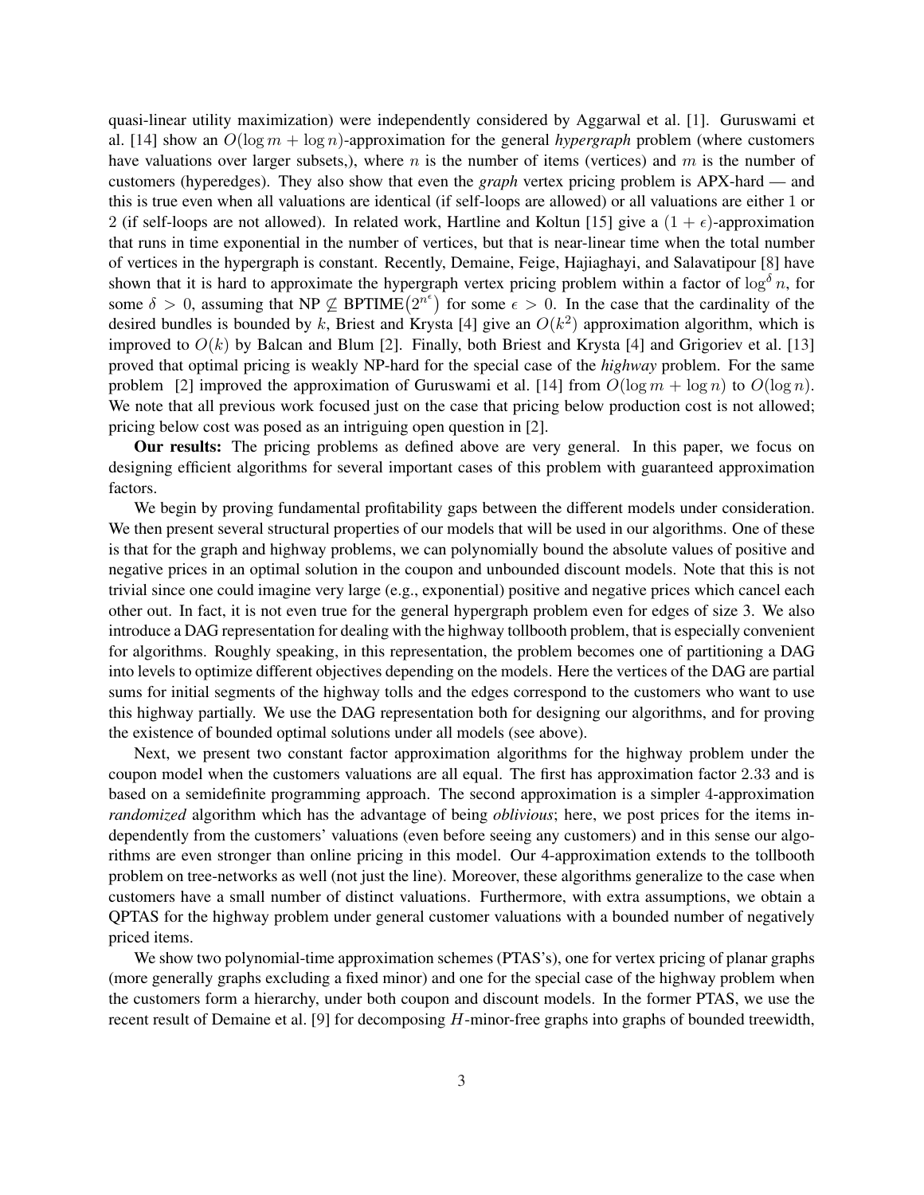quasi-linear utility maximization) were independently considered by Aggarwal et al. [1]. Guruswami et al. [14] show an $O(\log m + \log n)$-approximation for the general *hypergraph* problem (where customers have valuations over larger subsets,), where $n$ is the number of items (vertices) and $m$ is the number of customers (hyperedges). They also show that even the *graph* vertex pricing problem is APX-hard — and this is true even when all valuations are identical (if self-loops are allowed) or all valuations are either 1 or 2 (if self-loops are not allowed). In related work, Hartline and Koltun [15] give a $(1 + \epsilon)$-approximation that runs in time exponential in the number of vertices, but that is near-linear time when the total number of vertices in the hypergraph is constant. Recently, Demaine, Feige, Hajiaghayi, and Salavatipour [8] have shown that it is hard to approximate the hypergraph vertex pricing problem within a factor of $\log^{\delta} n$, for some $\delta > 0$, assuming that NP $\not\subseteq$ BPTIME$\left(2^{n^{\epsilon}}\right)$ for some $\epsilon > 0$. In the case that the cardinality of the desired bundles is bounded by $k$, Briest and Krysta [4] give an $O(k^2)$ approximation algorithm, which is improved to $O(k)$ by Balcan and Blum [2]. Finally, both Briest and Krysta [4] and Grigoriev et al. [13] proved that optimal pricing is weakly NP-hard for the special case of the *highway* problem. For the same problem [2] improved the approximation of Guruswami et al. [14] from $O(\log m + \log n)$ to $O(\log n)$. We note that all previous work focused just on the case that pricing below production cost is not allowed; pricing below cost was posed as an intriguing open question in [2].

**Our results:** The pricing problems as defined above are very general. In this paper, we focus on designing efficient algorithms for several important cases of this problem with guaranteed approximation factors.

We begin by proving fundamental profitability gaps between the different models under consideration. We then present several structural properties of our models that will be used in our algorithms. One of these is that for the graph and highway problems, we can polynomially bound the absolute values of positive and negative prices in an optimal solution in the coupon and unbounded discount models. Note that this is not trivial since one could imagine very large (e.g., exponential) positive and negative prices which cancel each other out. In fact, it is not even true for the general hypergraph problem even for edges of size 3. We also introduce a DAG representation for dealing with the highway tollbooth problem, that is especially convenient for algorithms. Roughly speaking, in this representation, the problem becomes one of partitioning a DAG into levels to optimize different objectives depending on the models. Here the vertices of the DAG are partial sums for initial segments of the highway tolls and the edges correspond to the customers who want to use this highway partially. We use the DAG representation both for designing our algorithms, and for proving the existence of bounded optimal solutions under all models (see above).

Next, we present two constant factor approximation algorithms for the highway problem under the coupon model when the customers valuations are all equal. The first has approximation factor 2.33 and is based on a semidefinite programming approach. The second approximation is a simpler 4-approximation *randomized* algorithm which has the advantage of being *oblivious*; here, we post prices for the items independently from the customers' valuations (even before seeing any customers) and in this sense our algorithms are even stronger than online pricing in this model. Our 4-approximation extends to the tollbooth problem on tree-networks as well (not just the line). Moreover, these algorithms generalize to the case when customers have a small number of distinct valuations. Furthermore, with extra assumptions, we obtain a QPTAS for the highway problem under general customer valuations with a bounded number of negatively priced items.

We show two polynomial-time approximation schemes (PTAS's), one for vertex pricing of planar graphs (more generally graphs excluding a fixed minor) and one for the special case of the highway problem when the customers form a hierarchy, under both coupon and discount models. In the former PTAS, we use the recent result of Demaine et al. [9] for decomposing $H$-minor-free graphs into graphs of bounded treewidth,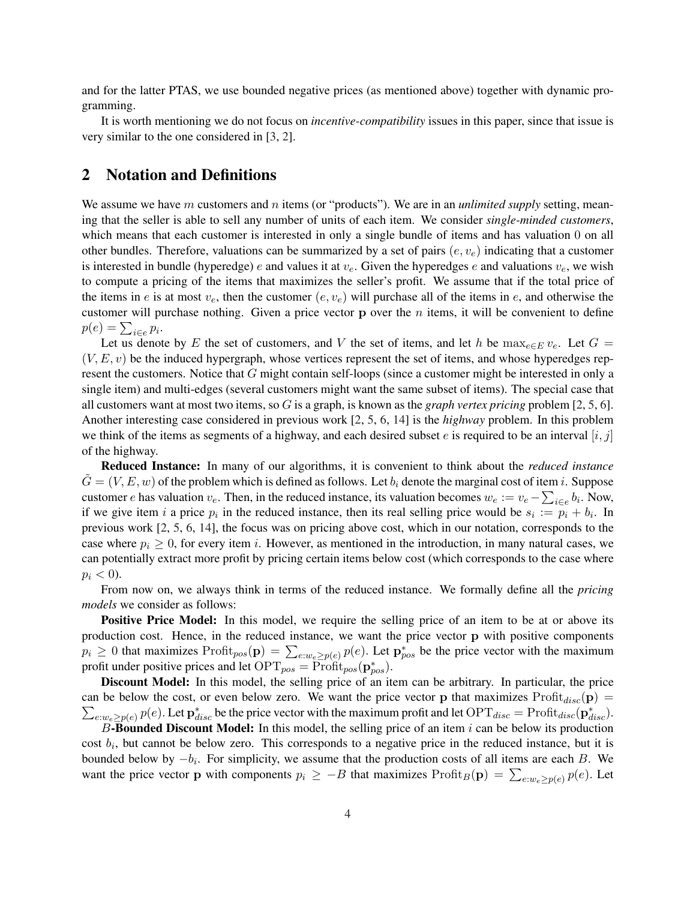and for the latter PTAS, we use bounded negative prices (as mentioned above) together with dynamic programming.

It is worth mentioning we do not focus on *incentive-compatibility* issues in this paper, since that issue is very similar to the one considered in [3, 2].

## 2 Notation and Definitions

We assume we have $m$ customers and $n$ items (or "products"). We are in an *unlimited supply* setting, meaning that the seller is able to sell any number of units of each item. We consider *single-minded customers*, which means that each customer is interested in only a single bundle of items and has valuation 0 on all other bundles. Therefore, valuations can be summarized by a set of pairs $(e, v_e)$ indicating that a customer is interested in bundle (hyperedge) $e$ and values it at $v_e$. Given the hyperedges $e$ and valuations $v_e$, we wish to compute a pricing of the items that maximizes the seller's profit. We assume that if the total price of the items in $e$ is at most $v_e$, then the customer $(e, v_e)$ will purchase all of the items in $e$, and otherwise the customer will purchase nothing. Given a price vector $\mathbf{p}$ over the $n$ items, it will be convenient to define $p(e) = \sum_{i \in e} p_i$.

Let us denote by $E$ the set of customers, and $V$ the set of items, and let $h$ be $\max_{e \in E} v_e$. Let $G = (V, E, v)$ be the induced hypergraph, whose vertices represent the set of items, and whose hyperedges represent the customers. Notice that $G$ might contain self-loops (since a customer might be interested in only a single item) and multi-edges (several customers might want the same subset of items). The special case that all customers want at most two items, so $G$ is a graph, is known as the *graph vertex pricing* problem [2, 5, 6]. Another interesting case considered in previous work [2, 5, 6, 14] is the *highway* problem. In this problem we think of the items as segments of a highway, and each desired subset $e$ is required to be an interval $[i, j]$ of the highway.

**Reduced Instance:** In many of our algorithms, it is convenient to think about the *reduced instance* $\tilde{G} = (V, E, w)$ of the problem which is defined as follows. Let $b_i$ denote the marginal cost of item $i$. Suppose customer $e$ has valuation $v_e$. Then, in the reduced instance, its valuation becomes $w_e := v_e - \sum_{i \in e} b_i$. Now, if we give item $i$ a price $p_i$ in the reduced instance, then its real selling price would be $s_i := p_i + b_i$. In previous work [2, 5, 6, 14], the focus was on pricing above cost, which in our notation, corresponds to the case where $p_i \geq 0$, for every item $i$. However, as mentioned in the introduction, in many natural cases, we can potentially extract more profit by pricing certain items below cost (which corresponds to the case where $p_i < 0$).

From now on, we always think in terms of the reduced instance. We formally define all the *pricing models* we consider as follows:

**Positive Price Model:** In this model, we require the selling price of an item to be at or above its production cost. Hence, in the reduced instance, we want the price vector $\mathbf{p}$ with positive components $p_i \geq 0$ that maximizes $\text{Profit}_{pos}(\mathbf{p}) = \sum_{e: w_e \geq p(e)} p(e)$. Let $\mathbf{p}^*_{pos}$ be the price vector with the maximum profit under positive prices and let $\text{OPT}_{pos} = \text{Profit}_{pos}(\mathbf{p}^*_{pos})$.

**Discount Model:** In this model, the selling price of an item can be arbitrary. In particular, the price can be below the cost, or even below zero. We want the price vector $\mathbf{p}$ that maximizes $\text{Profit}_{disc}(\mathbf{p}) = \sum_{e: w_e \geq p(e)} p(e)$. Let $\mathbf{p}^*_{disc}$ be the price vector with the maximum profit and let $\text{OPT}_{disc} = \text{Profit}_{disc}(\mathbf{p}^*_{disc})$.

**$B$-Bounded Discount Model:** In this model, the selling price of an item $i$ can be below its production cost $b_i$, but cannot be below zero. This corresponds to a negative price in the reduced instance, but it is bounded below by $-b_i$. For simplicity, we assume that the production costs of all items are each $B$. We want the price vector $\mathbf{p}$ with components $p_i \geq -B$ that maximizes $\text{Profit}_B(\mathbf{p}) = \sum_{e: w_e \geq p(e)} p(e)$. Let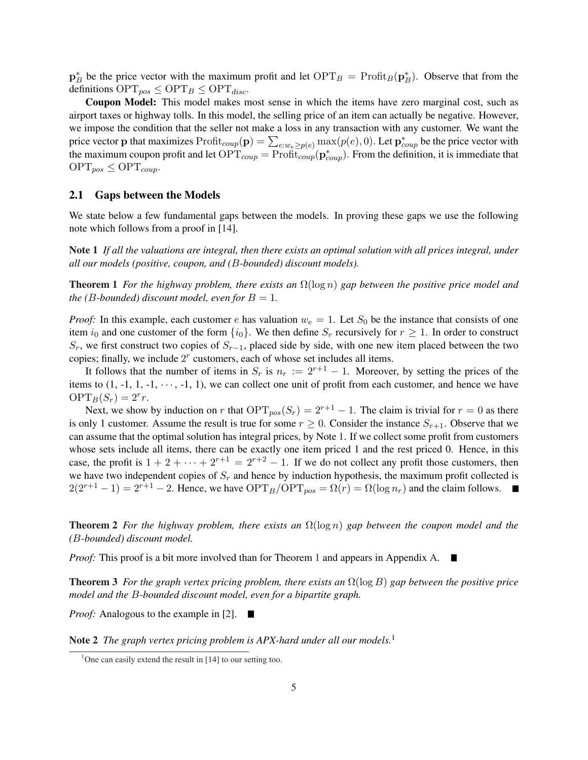$\mathbf{p}_B^*$ be the price vector with the maximum profit and let $\mathrm{OPT}_B = \mathrm{Profit}_B(\mathbf{p}_B^*)$. Observe that from the definitions $\mathrm{OPT}_{pos} \leq \mathrm{OPT}_B \leq \mathrm{OPT}_{disc}$.

**Coupon Model:** This model makes most sense in which the items have zero marginal cost, such as airport taxes or highway tolls. In this model, the selling price of an item can actually be negative. However, we impose the condition that the seller not make a loss in any transaction with any customer. We want the price vector $\mathbf{p}$ that maximizes $\mathrm{Profit}_{coup}(\mathbf{p}) = \sum_{e:w_e \geq p(e)} \max(p(e), 0)$. Let $\mathbf{p}_{coup}^*$ be the price vector with the maximum coupon profit and let $\mathrm{OPT}_{coup} = \mathrm{Profit}_{coup}(\mathbf{p}_{coup}^*)$. From the definition, it is immediate that $\mathrm{OPT}_{pos} \leq \mathrm{OPT}_{coup}$.

### 2.1 Gaps between the Models

We state below a few fundamental gaps between the models. In proving these gaps we use the following note which follows from a proof in [14].

**Note 1** *If all the valuations are integral, then there exists an optimal solution with all prices integral, under all our models (positive, coupon, and ($B$-bounded) discount models).*

**Theorem 1** *For the highway problem, there exists an $\Omega(\log n)$ gap between the positive price model and the ($B$-bounded) discount model, even for $B = 1$.*

*Proof:* In this example, each customer $e$ has valuation $w_e = 1$. Let $S_0$ be the instance that consists of one item $i_0$ and one customer of the form $\{i_0\}$. We then define $S_r$ recursively for $r \geq 1$. In order to construct $S_r$, we first construct two copies of $S_{r-1}$, placed side by side, with one new item placed between the two copies; finally, we include $2^r$ customers, each of whose set includes all items.

It follows that the number of items in $S_r$ is $n_r := 2^{r+1} - 1$. Moreover, by setting the prices of the items to (1, -1, 1, -1, $\cdots$, -1, 1), we can collect one unit of profit from each customer, and hence we have $\mathrm{OPT}_B(S_r) = 2^r r$.

Next, we show by induction on $r$ that $\mathrm{OPT}_{pos}(S_r) = 2^{r+1} - 1$. The claim is trivial for $r = 0$ as there is only 1 customer. Assume the result is true for some $r \geq 0$. Consider the instance $S_{r+1}$. Observe that we can assume that the optimal solution has integral prices, by Note 1. If we collect some profit from customers whose sets include all items, there can be exactly one item priced 1 and the rest priced 0. Hence, in this case, the profit is $1 + 2 + \cdots + 2^{r+1} = 2^{r+2} - 1$. If we do not collect any profit those customers, then we have two independent copies of $S_r$ and hence by induction hypothesis, the maximum profit collected is $2(2^{r+1} - 1) = 2^{r+1} - 2$. Hence, we have $\mathrm{OPT}_B/\mathrm{OPT}_{pos} = \Omega(r) = \Omega(\log n_r)$ and the claim follows. ■

**Theorem 2** *For the highway problem, there exists an $\Omega(\log n)$ gap between the coupon model and the ($B$-bounded) discount model.*

*Proof:* This proof is a bit more involved than for Theorem 1 and appears in Appendix A. ■

**Theorem 3** *For the graph vertex pricing problem, there exists an $\Omega(\log B)$ gap between the positive price model and the $B$-bounded discount model, even for a bipartite graph.*

*Proof:* Analogous to the example in [2]. ■

**Note 2** *The graph vertex pricing problem is APX-hard under all our models.*[1]

[1] One can easily extend the result in [14] to our setting too.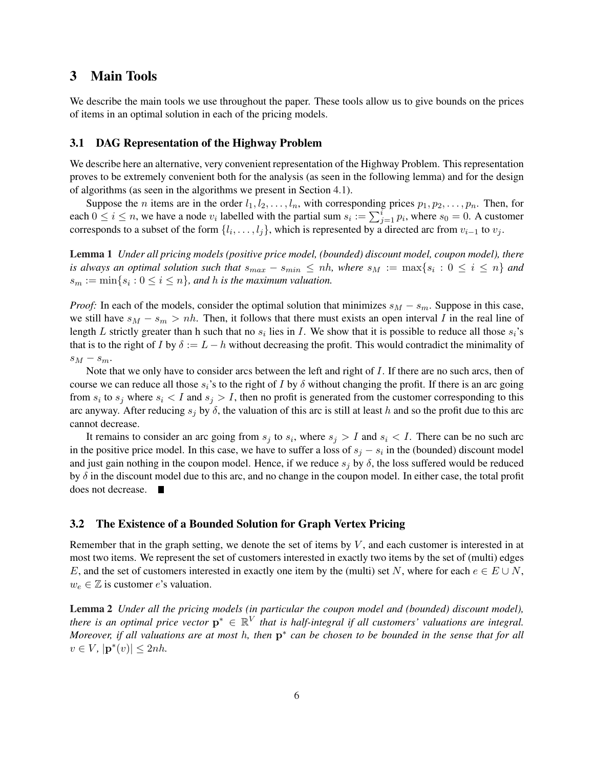## 3 Main Tools

We describe the main tools we use throughout the paper. These tools allow us to give bounds on the prices of items in an optimal solution in each of the pricing models.

### 3.1 DAG Representation of the Highway Problem

We describe here an alternative, very convenient representation of the Highway Problem. This representation proves to be extremely convenient both for the analysis (as seen in the following lemma) and for the design of algorithms (as seen in the algorithms we present in Section 4.1).

Suppose the $n$ items are in the order $l_1, l_2, \ldots, l_n$, with corresponding prices $p_1, p_2, \ldots, p_n$. Then, for each $0 \leq i \leq n$, we have a node $v_i$ labelled with the partial sum $s_i := \sum_{j=1}^{i} p_i$, where $s_0 = 0$. A customer corresponds to a subset of the form $\{l_i, \ldots, l_j\}$, which is represented by a directed arc from $v_{i-1}$ to $v_j$.

**Lemma 1** *Under all pricing models (positive price model, (bounded) discount model, coupon model), there is always an optimal solution such that $s_{max} - s_{min} \leq nh$, where $s_M := \max\{s_i : 0 \leq i \leq n\}$ and $s_m := \min\{s_i : 0 \leq i \leq n\}$, and $h$ is the maximum valuation.*

*Proof:* In each of the models, consider the optimal solution that minimizes $s_M - s_m$. Suppose in this case, we still have $s_M - s_m > nh$. Then, it follows that there must exists an open interval $I$ in the real line of length $L$ strictly greater than h such that no $s_i$ lies in $I$. We show that it is possible to reduce all those $s_i$'s that is to the right of $I$ by $\delta := L - h$ without decreasing the profit. This would contradict the minimality of $s_M - s_m$.

Note that we only have to consider arcs between the left and right of $I$. If there are no such arcs, then of course we can reduce all those $s_i$'s to the right of $I$ by $\delta$ without changing the profit. If there is an arc going from $s_i$ to $s_j$ where $s_i < I$ and $s_j > I$, then no profit is generated from the customer corresponding to this arc anyway. After reducing $s_j$ by $\delta$, the valuation of this arc is still at least $h$ and so the profit due to this arc cannot decrease.

It remains to consider an arc going from $s_j$ to $s_i$, where $s_j > I$ and $s_i < I$. There can be no such arc in the positive price model. In this case, we have to suffer a loss of $s_j - s_i$ in the (bounded) discount model and just gain nothing in the coupon model. Hence, if we reduce $s_j$ by $\delta$, the loss suffered would be reduced by $\delta$ in the discount model due to this arc, and no change in the coupon model. In either case, the total profit does not decrease. ■

### 3.2 The Existence of a Bounded Solution for Graph Vertex Pricing

Remember that in the graph setting, we denote the set of items by $V$, and each customer is interested in at most two items. We represent the set of customers interested in exactly two items by the set of (multi) edges $E$, and the set of customers interested in exactly one item by the (multi) set $N$, where for each $e \in E \cup N$, $w_e \in \mathbb{Z}$ is customer $e$'s valuation.

**Lemma 2** *Under all the pricing models (in particular the coupon model and (bounded) discount model), there is an optimal price vector $\mathbf{p}^* \in \mathbb{R}^V$ that is half-integral if all customers' valuations are integral. Moreover, if all valuations are at most $h$, then $\mathbf{p}^*$ can be chosen to be bounded in the sense that for all $v \in V$, $|\mathbf{p}^*(v)| \leq 2nh$.*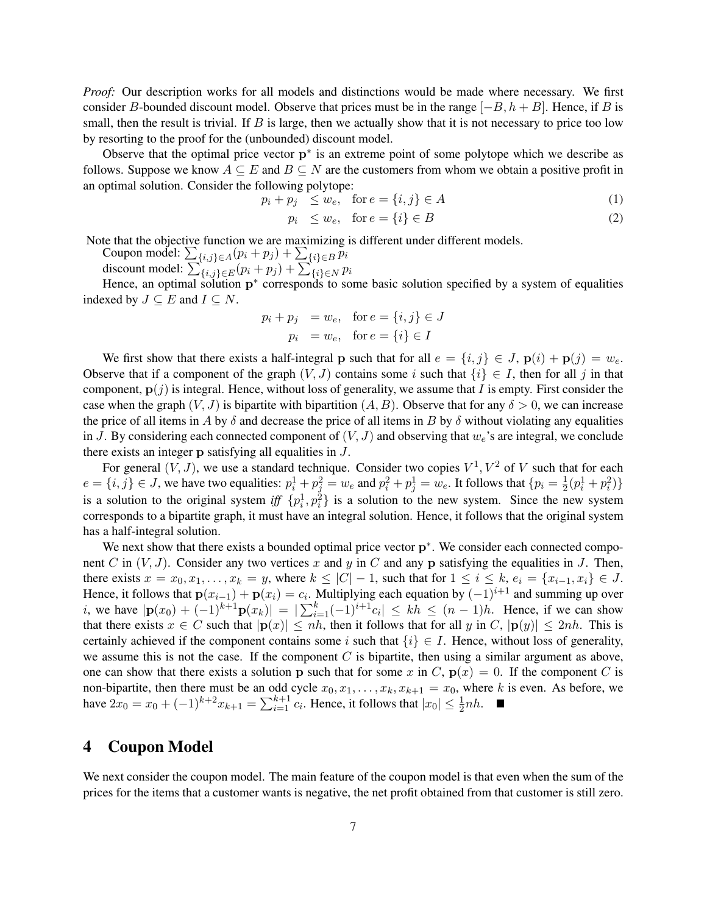*Proof:* Our description works for all models and distinctions would be made where necessary. We first consider $B$-bounded discount model. Observe that prices must be in the range $[-B, h+B]$. Hence, if $B$ is small, then the result is trivial. If $B$ is large, then we actually show that it is not necessary to price too low by resorting to the proof for the (unbounded) discount model.

Observe that the optimal price vector $\mathbf{p}^*$ is an extreme point of some polytope which we describe as follows. Suppose we know $A \subseteq E$ and $B \subseteq N$ are the customers from whom we obtain a positive profit in an optimal solution. Consider the following polytope:

$$p_i + p_j \leq w_e, \quad \text{for } e = \{i, j\} \in A \tag{1}$$

$$p_i \leq w_e, \quad \text{for } e = \{i\} \in B \tag{2}$$

Note that the objective function we are maximizing is different under different models.

Coupon model: $\sum_{\{i,j\} \in A} (p_i + p_j) + \sum_{\{i\} \in B} p_i$

discount model: $\sum_{\{i,j\} \in E} (p_i + p_j) + \sum_{\{i\} \in N} p_i$

Hence, an optimal solution $\mathbf{p}^*$ corresponds to some basic solution specified by a system of equalities indexed by $J \subseteq E$ and $I \subseteq N$.

$$p_i + p_j = w_e, \quad \text{for } e = \{i, j\} \in J$$

$$p_i = w_e, \quad \text{for } e = \{i\} \in I$$

We first show that there exists a half-integral $\mathbf{p}$ such that for all $e = \{i, j\} \in J$, $\mathbf{p}(i) + \mathbf{p}(j) = w_e$. Observe that if a component of the graph $(V, J)$ contains some $i$ such that $\{i\} \in I$, then for all $j$ in that component, $\mathbf{p}(j)$ is integral. Hence, without loss of generality, we assume that $I$ is empty. First consider the case when the graph $(V, J)$ is bipartite with bipartition $(A, B)$. Observe that for any $\delta > 0$, we can increase the price of all items in $A$ by $\delta$ and decrease the price of all items in $B$ by $\delta$ without violating any equalities in $J$. By considering each connected component of $(V, J)$ and observing that $w_e$'s are integral, we conclude there exists an integer $\mathbf{p}$ satisfying all equalities in $J$.

For general $(V, J)$, we use a standard technique. Consider two copies $V^1, V^2$ of $V$ such that for each $e = \{i, j\} \in J$, we have two equalities: $p_i^1 + p_j^2 = w_e$ and $p_i^2 + p_j^1 = w_e$. It follows that $\{p_i = \frac{1}{2}(p_i^1 + p_i^2)\}$ is a solution to the original system *iff* $\{p_i^1, p_i^2\}$ is a solution to the new system. Since the new system corresponds to a bipartite graph, it must have an integral solution. Hence, it follows that the original system has a half-integral solution.

We next show that there exists a bounded optimal price vector $\mathbf{p}^*$. We consider each connected component $C$ in $(V, J)$. Consider any two vertices $x$ and $y$ in $C$ and any $\mathbf{p}$ satisfying the equalities in $J$. Then, there exists $x = x_0, x_1, \ldots, x_k = y$, where $k \leq |C| - 1$, such that for $1 \leq i \leq k$, $e_i = \{x_{i-1}, x_i\} \in J$. Hence, it follows that $\mathbf{p}(x_{i-1}) + \mathbf{p}(x_i) = c_i$. Multiplying each equation by $(-1)^{i+1}$ and summing up over $i$, we have $|\mathbf{p}(x_0) + (-1)^{k+1}\mathbf{p}(x_k)| = |\sum_{i=1}^{k} (-1)^{i+1} c_i| \leq kh \leq (n-1)h$. Hence, if we can show that there exists $x \in C$ such that $|\mathbf{p}(x)| \leq nh$, then it follows that for all $y$ in $C$, $|\mathbf{p}(y)| \leq 2nh$. This is certainly achieved if the component contains some $i$ such that $\{i\} \in I$. Hence, without loss of generality, we assume this is not the case. If the component $C$ is bipartite, then using a similar argument as above, one can show that there exists a solution $\mathbf{p}$ such that for some $x$ in $C$, $\mathbf{p}(x) = 0$. If the component $C$ is non-bipartite, then there must be an odd cycle $x_0, x_1, \ldots, x_k, x_{k+1} = x_0$, where $k$ is even. As before, we have $2x_0 = x_0 + (-1)^{k+2} x_{k+1} = \sum_{i=1}^{k+1} c_i$. Hence, it follows that $|x_0| \leq \frac{1}{2} nh$. ■

## 4 Coupon Model

We next consider the coupon model. The main feature of the coupon model is that even when the sum of the prices for the items that a customer wants is negative, the net profit obtained from that customer is still zero.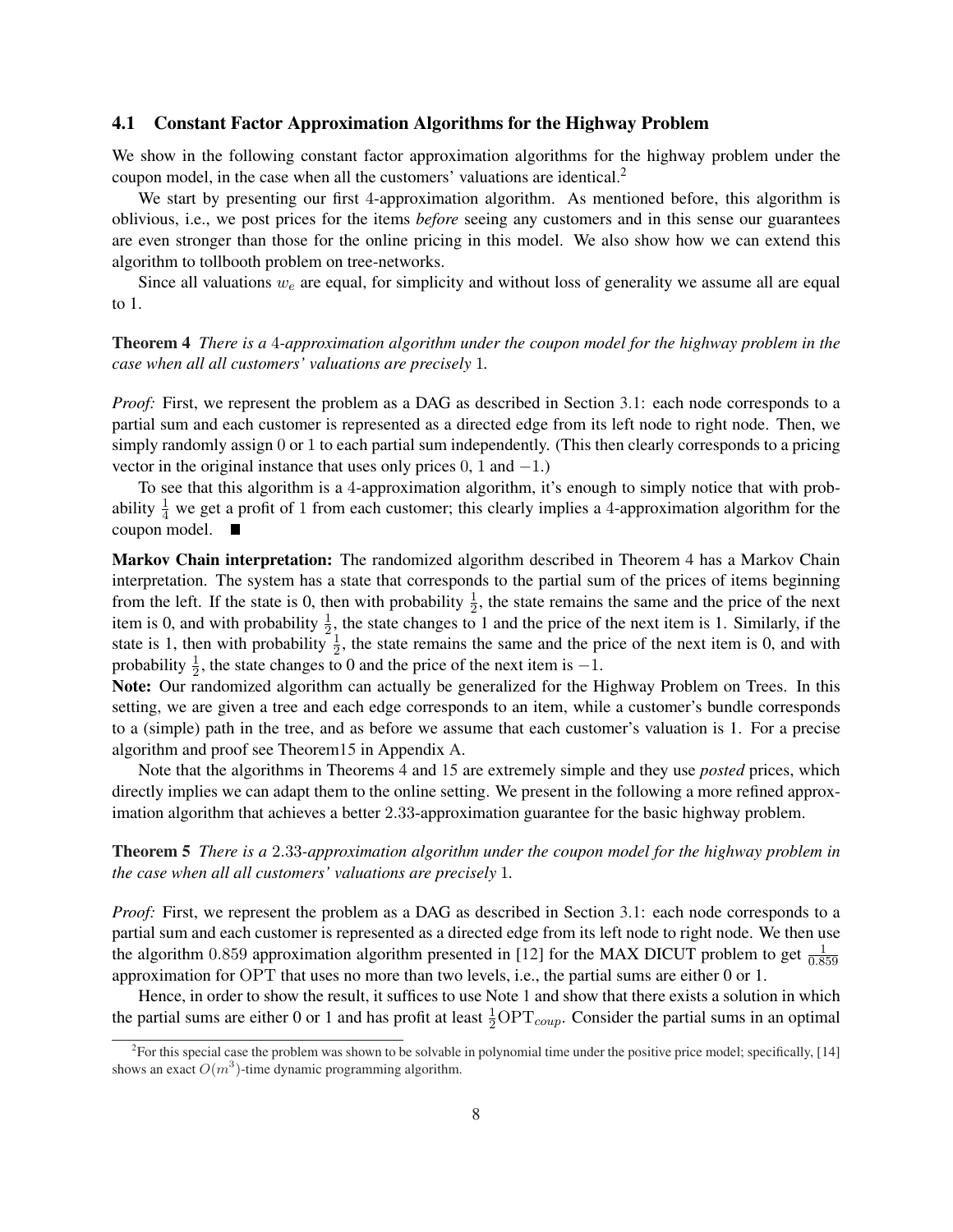### 4.1 Constant Factor Approximation Algorithms for the Highway Problem

We show in the following constant factor approximation algorithms for the highway problem under the coupon model, in the case when all the customers' valuations are identical.[2]

We start by presenting our first 4-approximation algorithm. As mentioned before, this algorithm is oblivious, i.e., we post prices for the items *before* seeing any customers and in this sense our guarantees are even stronger than those for the online pricing in this model. We also show how we can extend this algorithm to tollbooth problem on tree-networks.

Since all valuations $w_e$ are equal, for simplicity and without loss of generality we assume all are equal to 1.

**Theorem 4** *There is a* 4*-approximation algorithm under the coupon model for the highway problem in the case when all all customers' valuations are precisely* 1*.*

*Proof:* First, we represent the problem as a DAG as described in Section 3.1: each node corresponds to a partial sum and each customer is represented as a directed edge from its left node to right node. Then, we simply randomly assign 0 or 1 to each partial sum independently. (This then clearly corresponds to a pricing vector in the original instance that uses only prices 0, 1 and $-1$.)

To see that this algorithm is a 4-approximation algorithm, it's enough to simply notice that with probability $\frac{1}{4}$ we get a profit of 1 from each customer; this clearly implies a 4-approximation algorithm for the coupon model. ■

**Markov Chain interpretation:** The randomized algorithm described in Theorem 4 has a Markov Chain interpretation. The system has a state that corresponds to the partial sum of the prices of items beginning from the left. If the state is 0, then with probability $\frac{1}{2}$, the state remains the same and the price of the next item is 0, and with probability $\frac{1}{2}$, the state changes to 1 and the price of the next item is 1. Similarly, if the state is 1, then with probability $\frac{1}{2}$, the state remains the same and the price of the next item is 0, and with probability $\frac{1}{2}$, the state changes to 0 and the price of the next item is $-1$.

**Note:** Our randomized algorithm can actually be generalized for the Highway Problem on Trees. In this setting, we are given a tree and each edge corresponds to an item, while a customer's bundle corresponds to a (simple) path in the tree, and as before we assume that each customer's valuation is 1. For a precise algorithm and proof see Theorem15 in Appendix A.

Note that the algorithms in Theorems 4 and 15 are extremely simple and they use *posted* prices, which directly implies we can adapt them to the online setting. We present in the following a more refined approximation algorithm that achieves a better 2.33-approximation guarantee for the basic highway problem.

**Theorem 5** *There is a* 2.33*-approximation algorithm under the coupon model for the highway problem in the case when all all customers' valuations are precisely* 1*.*

*Proof:* First, we represent the problem as a DAG as described in Section 3.1: each node corresponds to a partial sum and each customer is represented as a directed edge from its left node to right node. We then use the algorithm 0.859 approximation algorithm presented in [12] for the MAX DICUT problem to get $\frac{1}{0.859}$ approximation for $\mathrm{OPT}$ that uses no more than two levels, i.e., the partial sums are either 0 or 1.

Hence, in order to show the result, it suffices to use Note 1 and show that there exists a solution in which the partial sums are either 0 or 1 and has profit at least $\frac{1}{2}\mathrm{OPT}_{coup}$. Consider the partial sums in an optimal

[2] For this special case the problem was shown to be solvable in polynomial time under the positive price model; specifically, [14] shows an exact $O(m^3)$-time dynamic programming algorithm.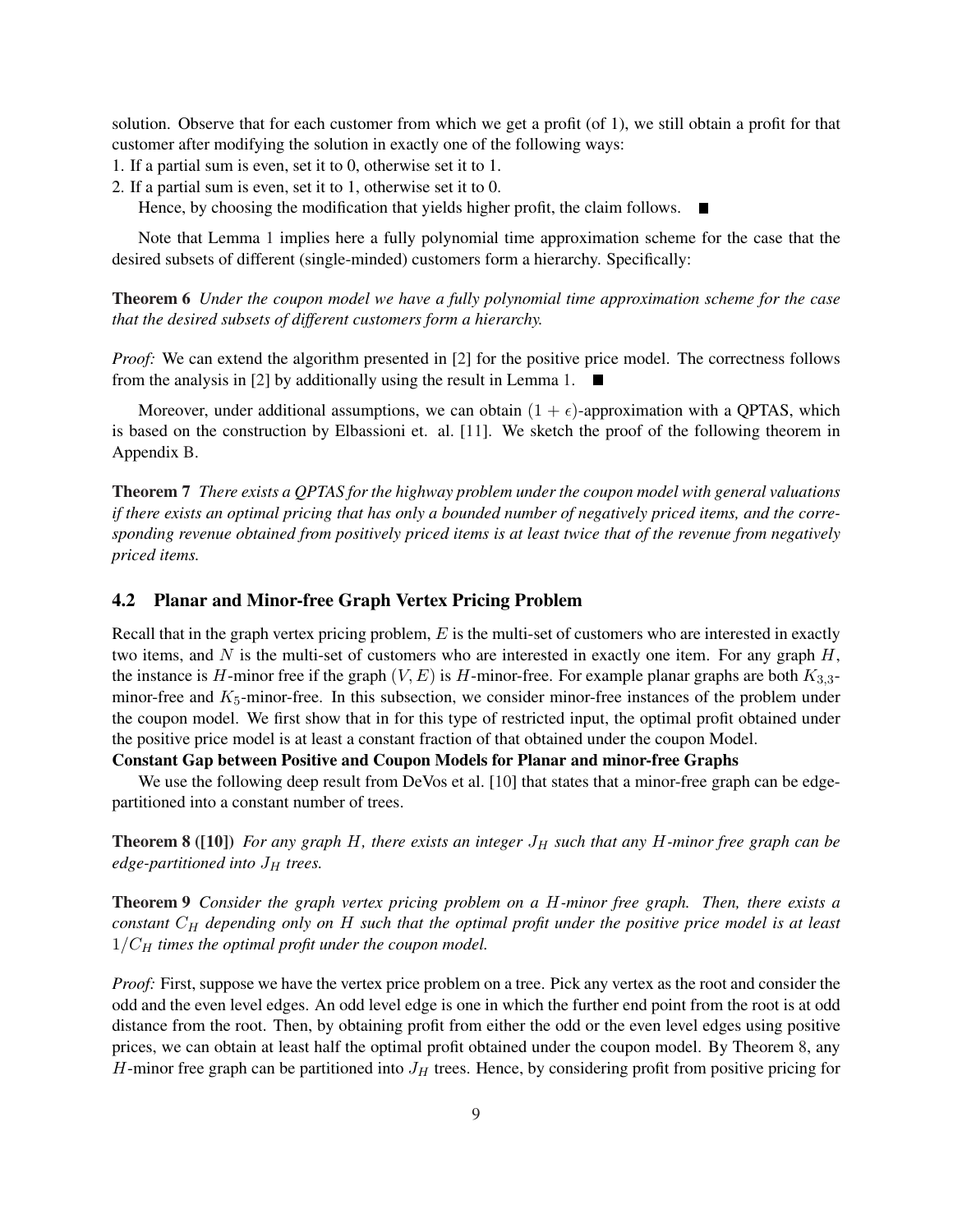solution. Observe that for each customer from which we get a profit (of 1), we still obtain a profit for that customer after modifying the solution in exactly one of the following ways:

1. If a partial sum is even, set it to 0, otherwise set it to 1.
2. If a partial sum is even, set it to 1, otherwise set it to 0.

Hence, by choosing the modification that yields higher profit, the claim follows. ■

Note that Lemma 1 implies here a fully polynomial time approximation scheme for the case that the desired subsets of different (single-minded) customers form a hierarchy. Specifically:

**Theorem 6** *Under the coupon model we have a fully polynomial time approximation scheme for the case that the desired subsets of different customers form a hierarchy.*

*Proof:* We can extend the algorithm presented in [2] for the positive price model. The correctness follows from the analysis in [2] by additionally using the result in Lemma 1. ■

Moreover, under additional assumptions, we can obtain $(1+\epsilon)$-approximation with a QPTAS, which is based on the construction by Elbassioni et. al. [11]. We sketch the proof of the following theorem in Appendix B.

**Theorem 7** *There exists a QPTAS for the highway problem under the coupon model with general valuations if there exists an optimal pricing that has only a bounded number of negatively priced items, and the corresponding revenue obtained from positively priced items is at least twice that of the revenue from negatively priced items.*

## 4.2 Planar and Minor-free Graph Vertex Pricing Problem

Recall that in the graph vertex pricing problem, $E$ is the multi-set of customers who are interested in exactly two items, and $N$ is the multi-set of customers who are interested in exactly one item. For any graph $H$, the instance is $H$-minor free if the graph $(V, E)$ is $H$-minor-free. For example planar graphs are both $K_{3,3}$-minor-free and $K_5$-minor-free. In this subsection, we consider minor-free instances of the problem under the coupon model. We first show that in for this type of restricted input, the optimal profit obtained under the positive price model is at least a constant fraction of that obtained under the coupon Model.

**Constant Gap between Positive and Coupon Models for Planar and minor-free Graphs**

We use the following deep result from DeVos et al. [10] that states that a minor-free graph can be edge-partitioned into a constant number of trees.

**Theorem 8 ([10])** *For any graph $H$, there exists an integer $J_H$ such that any $H$-minor free graph can be edge-partitioned into $J_H$ trees.*

**Theorem 9** *Consider the graph vertex pricing problem on a $H$-minor free graph. Then, there exists a constant $C_H$ depending only on $H$ such that the optimal profit under the positive price model is at least $1/C_H$ times the optimal profit under the coupon model.*

*Proof:* First, suppose we have the vertex price problem on a tree. Pick any vertex as the root and consider the odd and the even level edges. An odd level edge is one in which the further end point from the root is at odd distance from the root. Then, by obtaining profit from either the odd or the even level edges using positive prices, we can obtain at least half the optimal profit obtained under the coupon model. By Theorem 8, any $H$-minor free graph can be partitioned into $J_H$ trees. Hence, by considering profit from positive pricing for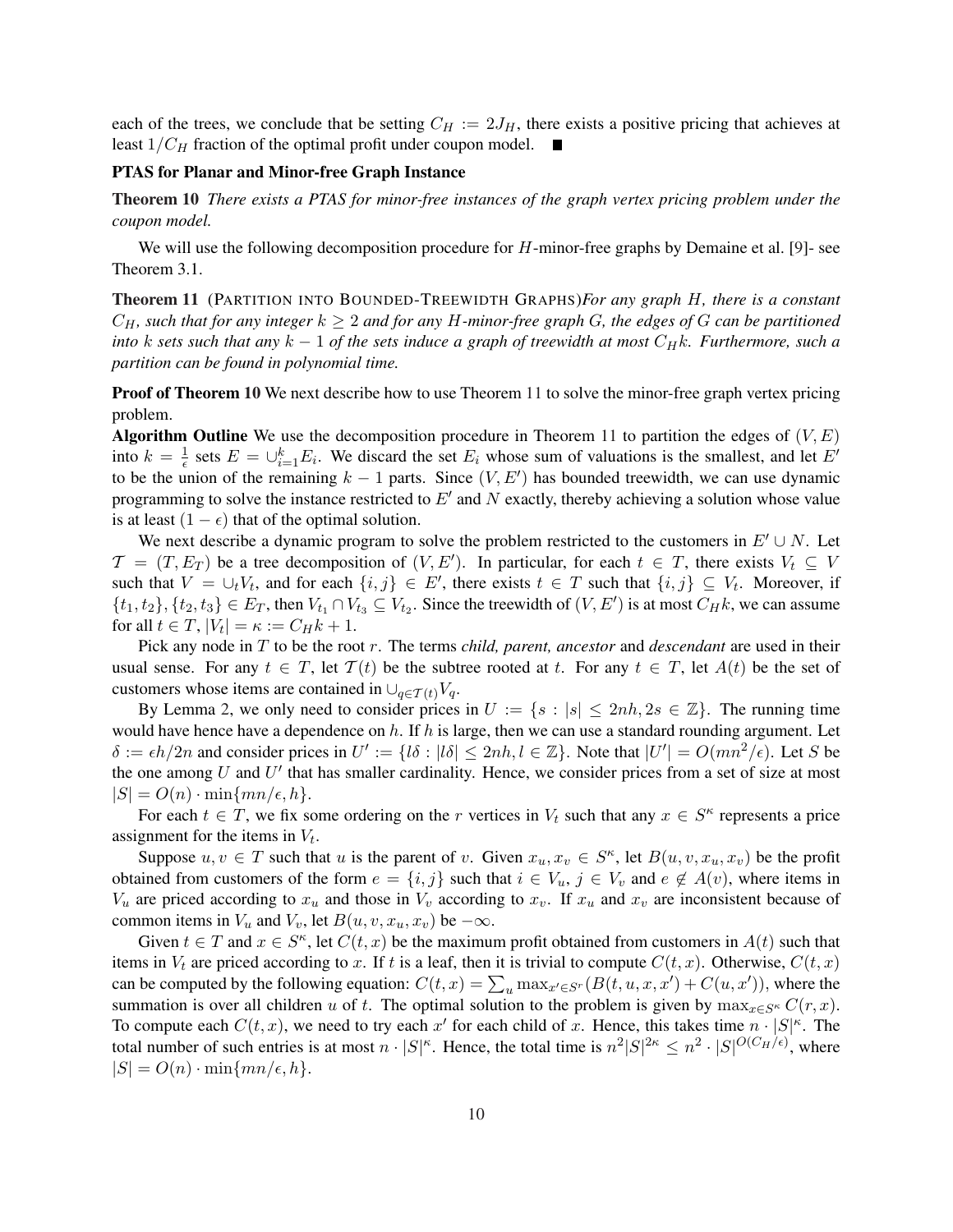each of the trees, we conclude that be setting $C_H := 2J_H$, there exists a positive pricing that achieves at least $1/C_H$ fraction of the optimal profit under coupon model. ■

**PTAS for Planar and Minor-free Graph Instance**

**Theorem 10** *There exists a PTAS for minor-free instances of the graph vertex pricing problem under the coupon model.*

We will use the following decomposition procedure for $H$-minor-free graphs by Demaine et al. [9]- see Theorem 3.1.

**Theorem 11** (PARTITION INTO BOUNDED-TREEWIDTH GRAPHS)*For any graph $H$, there is a constant $C_H$, such that for any integer $k \geq 2$ and for any $H$-minor-free graph $G$, the edges of $G$ can be partitioned into $k$ sets such that any $k-1$ of the sets induce a graph of treewidth at most $C_H k$. Furthermore, such a partition can be found in polynomial time.*

**Proof of Theorem 10** We next describe how to use Theorem 11 to solve the minor-free graph vertex pricing problem.

**Algorithm Outline** We use the decomposition procedure in Theorem 11 to partition the edges of $(V, E)$ into $k = \frac{1}{\epsilon}$ sets $E = \cup_{i=1}^{k} E_i$. We discard the set $E_i$ whose sum of valuations is the smallest, and let $E'$ to be the union of the remaining $k-1$ parts. Since $(V, E')$ has bounded treewidth, we can use dynamic programming to solve the instance restricted to $E'$ and $N$ exactly, thereby achieving a solution whose value is at least $(1-\epsilon)$ that of the optimal solution.

We next describe a dynamic program to solve the problem restricted to the customers in $E' \cup N$. Let $\mathcal{T} = (T, E_T)$ be a tree decomposition of $(V, E')$. In particular, for each $t \in T$, there exists $V_t \subseteq V$ such that $V = \cup_t V_t$, and for each $\{i,j\} \in E'$, there exists $t \in T$ such that $\{i,j\} \subseteq V_t$. Moreover, if $\{t_1, t_2\}, \{t_2, t_3\} \in E_T$, then $V_{t_1} \cap V_{t_3} \subseteq V_{t_2}$. Since the treewidth of $(V, E')$ is at most $C_H k$, we can assume for all $t \in T$, $|V_t| = \kappa := C_H k + 1$.

Pick any node in $T$ to be the root $r$. The terms *child, parent, ancestor* and *descendant* are used in their usual sense. For any $t \in T$, let $\mathcal{T}(t)$ be the subtree rooted at $t$. For any $t \in T$, let $A(t)$ be the set of customers whose items are contained in $\cup_{q \in \mathcal{T}(t)} V_q$.

By Lemma 2, we only need to consider prices in $U := \{s : |s| \leq 2nh, 2s \in \mathbb{Z}\}$. The running time would have hence have a dependence on $h$. If $h$ is large, then we can use a standard rounding argument. Let $\delta := \epsilon h / 2n$ and consider prices in $U' := \{l\delta : |l\delta| \leq 2nh, l \in \mathbb{Z}\}$. Note that $|U'| = O(mn^2/\epsilon)$. Let $S$ be the one among $U$ and $U'$ that has smaller cardinality. Hence, we consider prices from a set of size at most $|S| = O(n) \cdot \min\{mn/\epsilon, h\}$.

For each $t \in T$, we fix some ordering on the $r$ vertices in $V_t$ such that any $x \in S^\kappa$ represents a price assignment for the items in $V_t$.

Suppose $u, v \in T$ such that $u$ is the parent of $v$. Given $x_u, x_v \in S^\kappa$, let $B(u, v, x_u, x_v)$ be the profit obtained from customers of the form $e = \{i,j\}$ such that $i \in V_u$, $j \in V_v$ and $e \notin A(v)$, where items in $V_u$ are priced according to $x_u$ and those in $V_v$ according to $x_v$. If $x_u$ and $x_v$ are inconsistent because of common items in $V_u$ and $V_v$, let $B(u, v, x_u, x_v)$ be $-\infty$.

Given $t \in T$ and $x \in S^\kappa$, let $C(t, x)$ be the maximum profit obtained from customers in $A(t)$ such that items in $V_t$ are priced according to $x$. If $t$ is a leaf, then it is trivial to compute $C(t, x)$. Otherwise, $C(t, x)$ can be computed by the following equation: $C(t, x) = \sum_u \max_{x' \in S^r} (B(t, u, x, x') + C(u, x'))$, where the summation is over all children $u$ of $t$. The optimal solution to the problem is given by $\max_{x \in S^\kappa} C(r, x)$. To compute each $C(t, x)$, we need to try each $x'$ for each child of $x$. Hence, this takes time $n \cdot |S|^\kappa$. The total number of such entries is at most $n \cdot |S|^\kappa$. Hence, the total time is $n^2 |S|^{2\kappa} \leq n^2 \cdot |S|^{O(C_H/\epsilon)}$, where $|S| = O(n) \cdot \min\{mn/\epsilon, h\}$.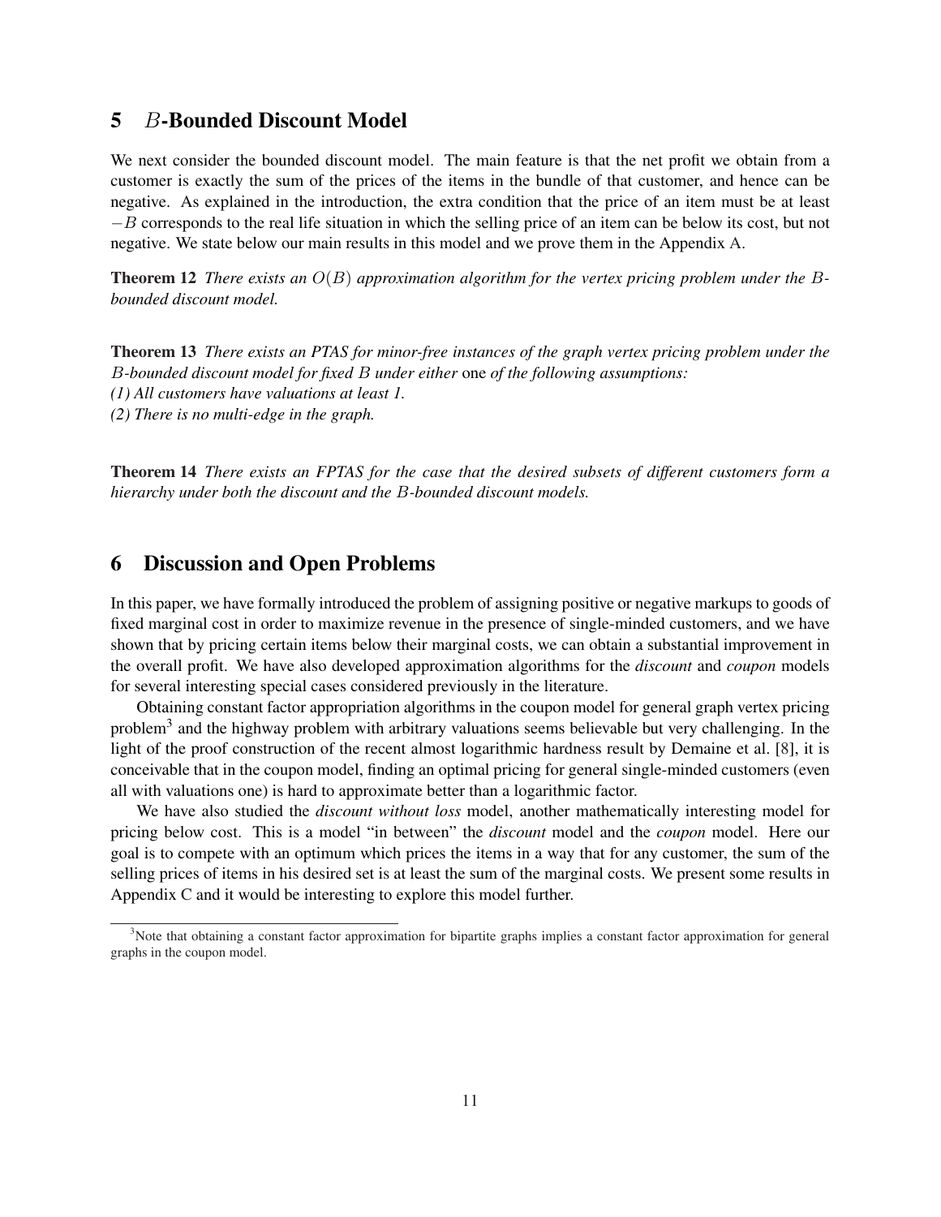## 5 $B$-Bounded Discount Model

We next consider the bounded discount model. The main feature is that the net profit we obtain from a customer is exactly the sum of the prices of the items in the bundle of that customer, and hence can be negative. As explained in the introduction, the extra condition that the price of an item must be at least $-B$ corresponds to the real life situation in which the selling price of an item can be below its cost, but not negative. We state below our main results in this model and we prove them in the Appendix A.

**Theorem 12** *There exists an $O(B)$ approximation algorithm for the vertex pricing problem under the $B$-bounded discount model.*

**Theorem 13** *There exists an PTAS for minor-free instances of the graph vertex pricing problem under the $B$-bounded discount model for fixed $B$ under either* one *of the following assumptions:*
*(1) All customers have valuations at least 1.*
*(2) There is no multi-edge in the graph.*

**Theorem 14** *There exists an FPTAS for the case that the desired subsets of different customers form a hierarchy under both the discount and the $B$-bounded discount models.*

## 6 Discussion and Open Problems

In this paper, we have formally introduced the problem of assigning positive or negative markups to goods of fixed marginal cost in order to maximize revenue in the presence of single-minded customers, and we have shown that by pricing certain items below their marginal costs, we can obtain a substantial improvement in the overall profit. We have also developed approximation algorithms for the *discount* and *coupon* models for several interesting special cases considered previously in the literature.

Obtaining constant factor appropriation algorithms in the coupon model for general graph vertex pricing problem[3] and the highway problem with arbitrary valuations seems believable but very challenging. In the light of the proof construction of the recent almost logarithmic hardness result by Demaine et al. [8], it is conceivable that in the coupon model, finding an optimal pricing for general single-minded customers (even all with valuations one) is hard to approximate better than a logarithmic factor.

We have also studied the *discount without loss* model, another mathematically interesting model for pricing below cost. This is a model "in between" the *discount* model and the *coupon* model. Here our goal is to compete with an optimum which prices the items in a way that for any customer, the sum of the selling prices of items in his desired set is at least the sum of the marginal costs. We present some results in Appendix C and it would be interesting to explore this model further.

[3] Note that obtaining a constant factor approximation for bipartite graphs implies a constant factor approximation for general graphs in the coupon model.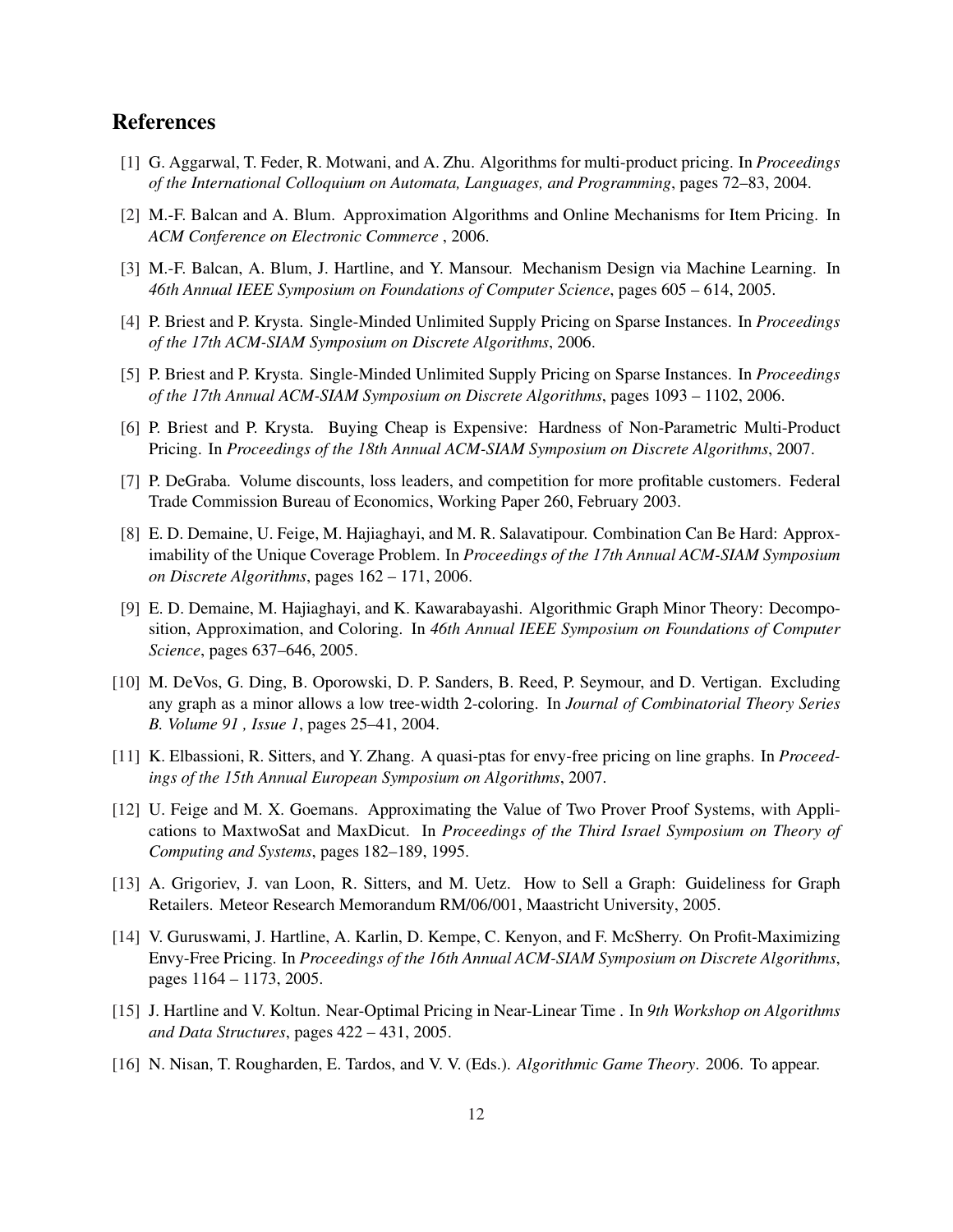## References

[1] G. Aggarwal, T. Feder, R. Motwani, and A. Zhu. Algorithms for multi-product pricing. In *Proceedings of the International Colloquium on Automata, Languages, and Programming*, pages 72–83, 2004.

[2] M.-F. Balcan and A. Blum. Approximation Algorithms and Online Mechanisms for Item Pricing. In *ACM Conference on Electronic Commerce* , 2006.

[3] M.-F. Balcan, A. Blum, J. Hartline, and Y. Mansour. Mechanism Design via Machine Learning. In *46th Annual IEEE Symposium on Foundations of Computer Science*, pages 605 – 614, 2005.

[4] P. Briest and P. Krysta. Single-Minded Unlimited Supply Pricing on Sparse Instances. In *Proceedings of the 17th ACM-SIAM Symposium on Discrete Algorithms*, 2006.

[5] P. Briest and P. Krysta. Single-Minded Unlimited Supply Pricing on Sparse Instances. In *Proceedings of the 17th Annual ACM-SIAM Symposium on Discrete Algorithms*, pages 1093 – 1102, 2006.

[6] P. Briest and P. Krysta. Buying Cheap is Expensive: Hardness of Non-Parametric Multi-Product Pricing. In *Proceedings of the 18th Annual ACM-SIAM Symposium on Discrete Algorithms*, 2007.

[7] P. DeGraba. Volume discounts, loss leaders, and competition for more profitable customers. Federal Trade Commission Bureau of Economics, Working Paper 260, February 2003.

[8] E. D. Demaine, U. Feige, M. Hajiaghayi, and M. R. Salavatipour. Combination Can Be Hard: Approximability of the Unique Coverage Problem. In *Proceedings of the 17th Annual ACM-SIAM Symposium on Discrete Algorithms*, pages 162 – 171, 2006.

[9] E. D. Demaine, M. Hajiaghayi, and K. Kawarabayashi. Algorithmic Graph Minor Theory: Decomposition, Approximation, and Coloring. In *46th Annual IEEE Symposium on Foundations of Computer Science*, pages 637–646, 2005.

[10] M. DeVos, G. Ding, B. Oporowski, D. P. Sanders, B. Reed, P. Seymour, and D. Vertigan. Excluding any graph as a minor allows a low tree-width 2-coloring. In *Journal of Combinatorial Theory Series B. Volume 91 , Issue 1*, pages 25–41, 2004.

[11] K. Elbassioni, R. Sitters, and Y. Zhang. A quasi-ptas for envy-free pricing on line graphs. In *Proceedings of the 15th Annual European Symposium on Algorithms*, 2007.

[12] U. Feige and M. X. Goemans. Approximating the Value of Two Prover Proof Systems, with Applications to MaxtwoSat and MaxDicut. In *Proceedings of the Third Israel Symposium on Theory of Computing and Systems*, pages 182–189, 1995.

[13] A. Grigoriev, J. van Loon, R. Sitters, and M. Uetz. How to Sell a Graph: Guideliness for Graph Retailers. Meteor Research Memorandum RM/06/001, Maastricht University, 2005.

[14] V. Guruswami, J. Hartline, A. Karlin, D. Kempe, C. Kenyon, and F. McSherry. On Profit-Maximizing Envy-Free Pricing. In *Proceedings of the 16th Annual ACM-SIAM Symposium on Discrete Algorithms*, pages 1164 – 1173, 2005.

[15] J. Hartline and V. Koltun. Near-Optimal Pricing in Near-Linear Time . In *9th Workshop on Algorithms and Data Structures*, pages 422 – 431, 2005.

[16] N. Nisan, T. Rougharden, E. Tardos, and V. V. (Eds.). *Algorithmic Game Theory*. 2006. To appear.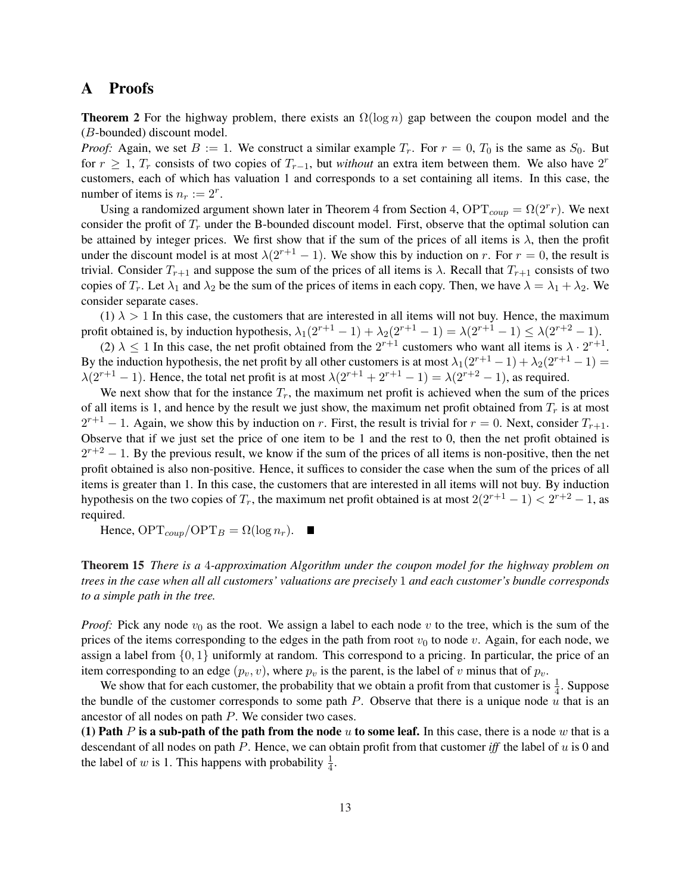# A Proofs

**Theorem 2** For the highway problem, there exists an $\Omega(\log n)$ gap between the coupon model and the ($B$-bounded) discount model.

*Proof:* Again, we set $B := 1$. We construct a similar example $T_r$. For $r = 0$, $T_0$ is the same as $S_0$. But for $r \geq 1$, $T_r$ consists of two copies of $T_{r-1}$, but *without* an extra item between them. We also have $2^r$ customers, each of which has valuation 1 and corresponds to a set containing all items. In this case, the number of items is $n_r := 2^r$.

Using a randomized argument shown later in Theorem 4 from Section 4, $\text{OPT}_{coup} = \Omega(2^r r)$. We next consider the profit of $T_r$ under the B-bounded discount model. First, observe that the optimal solution can be attained by integer prices. We first show that if the sum of the prices of all items is $\lambda$, then the profit under the discount model is at most $\lambda(2^{r+1} - 1)$. We show this by induction on $r$. For $r = 0$, the result is trivial. Consider $T_{r+1}$ and suppose the sum of the prices of all items is $\lambda$. Recall that $T_{r+1}$ consists of two copies of $T_r$. Let $\lambda_1$ and $\lambda_2$ be the sum of the prices of items in each copy. Then, we have $\lambda = \lambda_1 + \lambda_2$. We consider separate cases.

(1) $\lambda > 1$ In this case, the customers that are interested in all items will not buy. Hence, the maximum profit obtained is, by induction hypothesis, $\lambda_1(2^{r+1} - 1) + \lambda_2(2^{r+1} - 1) = \lambda(2^{r+1} - 1) \leq \lambda(2^{r+2} - 1)$.

(2) $\lambda \leq 1$ In this case, the net profit obtained from the $2^{r+1}$ customers who want all items is $\lambda \cdot 2^{r+1}$. By the induction hypothesis, the net profit by all other customers is at most $\lambda_1(2^{r+1} - 1) + \lambda_2(2^{r+1} - 1) = \lambda(2^{r+1} - 1)$. Hence, the total net profit is at most $\lambda(2^{r+1} + 2^{r+1} - 1) = \lambda(2^{r+2} - 1)$, as required.

We next show that for the instance $T_r$, the maximum net profit is achieved when the sum of the prices of all items is 1, and hence by the result we just show, the maximum net profit obtained from $T_r$ is at most $2^{r+1} - 1$. Again, we show this by induction on $r$. First, the result is trivial for $r = 0$. Next, consider $T_{r+1}$. Observe that if we just set the price of one item to be 1 and the rest to 0, then the net profit obtained is $2^{r+2} - 1$. By the previous result, we know if the sum of the prices of all items is non-positive, then the net profit obtained is also non-positive. Hence, it suffices to consider the case when the sum of the prices of all items is greater than 1. In this case, the customers that are interested in all items will not buy. By induction hypothesis on the two copies of $T_r$, the maximum net profit obtained is at most $2(2^{r+1} - 1) < 2^{r+2} - 1$, as required.

Hence, $\text{OPT}_{coup}/\text{OPT}_B = \Omega(\log n_r)$. ■

**Theorem 15** *There is a 4-approximation Algorithm under the coupon model for the highway problem on trees in the case when all all customers' valuations are precisely 1 and each customer's bundle corresponds to a simple path in the tree.*

*Proof:* Pick any node $v_0$ as the root. We assign a label to each node $v$ to the tree, which is the sum of the prices of the items corresponding to the edges in the path from root $v_0$ to node $v$. Again, for each node, we assign a label from $\{0, 1\}$ uniformly at random. This correspond to a pricing. In particular, the price of an item corresponding to an edge $(p_v, v)$, where $p_v$ is the parent, is the label of $v$ minus that of $p_v$.

We show that for each customer, the probability that we obtain a profit from that customer is $\frac{1}{4}$. Suppose the bundle of the customer corresponds to some path $P$. Observe that there is a unique node $u$ that is an ancestor of all nodes on path $P$. We consider two cases.

**(1) Path $P$ is a sub-path of the path from the node $u$ to some leaf.** In this case, there is a node $w$ that is a descendant of all nodes on path $P$. Hence, we can obtain profit from that customer *iff* the label of $u$ is 0 and the label of $w$ is 1. This happens with probability $\frac{1}{4}$.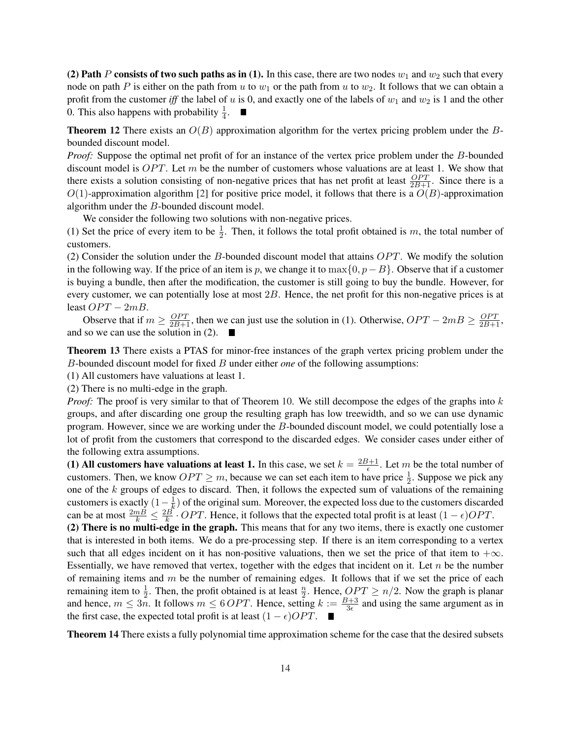**(2) Path $P$ consists of two such paths as in (1).** In this case, there are two nodes $w_1$ and $w_2$ such that every node on path $P$ is either on the path from $u$ to $w_1$ or the path from $u$ to $w_2$. It follows that we can obtain a profit from the customer *iff* the label of $u$ is 0, and exactly one of the labels of $w_1$ and $w_2$ is 1 and the other 0. This also happens with probability $\frac{1}{4}$. ■

**Theorem 12** There exists an $O(B)$ approximation algorithm for the vertex pricing problem under the $B$-bounded discount model.

*Proof:* Suppose the optimal net profit of for an instance of the vertex price problem under the $B$-bounded discount model is $OPT$. Let $m$ be the number of customers whose valuations are at least 1. We show that there exists a solution consisting of non-negative prices that has net profit at least $\frac{OPT}{2B+1}$. Since there is a $O(1)$-approximation algorithm [2] for positive price model, it follows that there is a $O(B)$-approximation algorithm under the $B$-bounded discount model.

We consider the following two solutions with non-negative prices.

(1) Set the price of every item to be $\frac{1}{2}$. Then, it follows the total profit obtained is $m$, the total number of customers.

(2) Consider the solution under the $B$-bounded discount model that attains $OPT$. We modify the solution in the following way. If the price of an item is $p$, we change it to $\max\{0, p - B\}$. Observe that if a customer is buying a bundle, then after the modification, the customer is still going to buy the bundle. However, for every customer, we can potentially lose at most $2B$. Hence, the net profit for this non-negative prices is at least $OPT - 2mB$.

Observe that if $m \geq \frac{OPT}{2B+1}$, then we can just use the solution in (1). Otherwise, $OPT - 2mB \geq \frac{OPT}{2B+1}$, and so we can use the solution in (2). ■

**Theorem 13** There exists a PTAS for minor-free instances of the graph vertex pricing problem under the $B$-bounded discount model for fixed $B$ under either *one* of the following assumptions:

(1) All customers have valuations at least 1.

(2) There is no multi-edge in the graph.

*Proof:* The proof is very similar to that of Theorem 10. We still decompose the edges of the graphs into $k$ groups, and after discarding one group the resulting graph has low treewidth, and so we can use dynamic program. However, since we are working under the $B$-bounded discount model, we could potentially lose a lot of profit from the customers that correspond to the discarded edges. We consider cases under either of the following extra assumptions.

**(1) All customers have valuations at least 1.** In this case, we set $k = \frac{2B+1}{\epsilon}$. Let $m$ be the total number of customers. Then, we know $OPT \geq m$, because we can set each item to have price $\frac{1}{2}$. Suppose we pick any one of the $k$ groups of edges to discard. Then, it follows the expected sum of valuations of the remaining customers is exactly $(1 - \frac{1}{k})$ of the original sum. Moreover, the expected loss due to the customers discarded can be at most $\frac{2mB}{k} \leq \frac{2B}{k} \cdot OPT$. Hence, it follows that the expected total profit is at least $(1 - \epsilon)OPT$.

**(2) There is no multi-edge in the graph.** This means that for any two items, there is exactly one customer that is interested in both items. We do a pre-processing step. If there is an item corresponding to a vertex such that all edges incident on it has non-positive valuations, then we set the price of that item to $+\infty$. Essentially, we have removed that vertex, together with the edges that incident on it. Let $n$ be the number of remaining items and $m$ be the number of remaining edges. It follows that if we set the price of each remaining item to $\frac{1}{2}$. Then, the profit obtained is at least $\frac{n}{2}$. Hence, $OPT \geq n/2$. Now the graph is planar and hence, $m \leq 3n$. It follows $m \leq 6\,OPT$. Hence, setting $k := \frac{B+3}{3\epsilon}$ and using the same argument as in the first case, the expected total profit is at least $(1 - \epsilon)OPT$. ■

**Theorem 14** There exists a fully polynomial time approximation scheme for the case that the desired subsets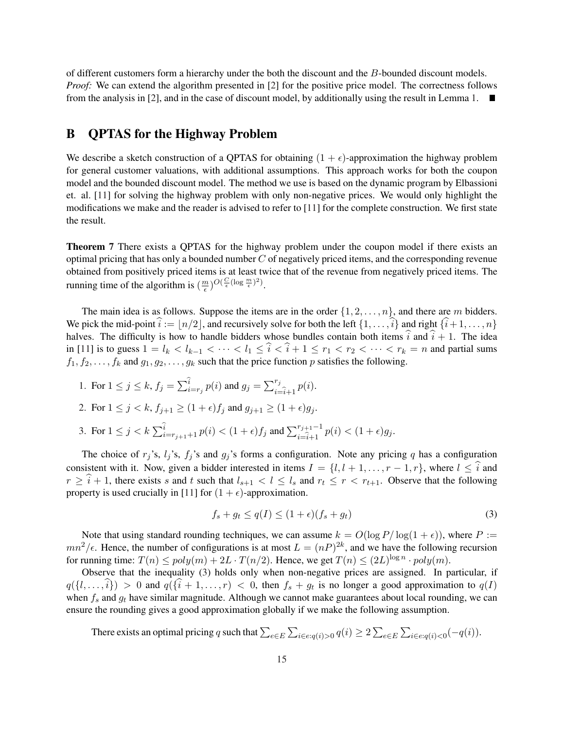of different customers form a hierarchy under the both the discount and the $B$-bounded discount models.

*Proof:* We can extend the algorithm presented in [2] for the positive price model. The correctness follows from the analysis in [2], and in the case of discount model, by additionally using the result in Lemma 1. ■

## B QPTAS for the Highway Problem

We describe a sketch construction of a QPTAS for obtaining $(1+\epsilon)$-approximation the highway problem for general customer valuations, with additional assumptions. This approach works for both the coupon model and the bounded discount model. The method we use is based on the dynamic program by Elbassioni et. al. [11] for solving the highway problem with only non-negative prices. We would only highlight the modifications we make and the reader is advised to refer to [11] for the complete construction. We first state the result.

**Theorem 7** There exists a QPTAS for the highway problem under the coupon model if there exists an optimal pricing that has only a bounded number $C$ of negatively priced items, and the corresponding revenue obtained from positively priced items is at least twice that of the revenue from negatively priced items. The running time of the algorithm is $(\frac{m}{\epsilon})^{O(\frac{C}{\epsilon}(\log \frac{m}{\epsilon})^2)}$.

The main idea is as follows. Suppose the items are in the order $\{1, 2, \ldots, n\}$, and there are $m$ bidders. We pick the mid-point $\widehat{i} := \lfloor n/2 \rfloor$, and recursively solve for both the left $\{1, \ldots, \widehat{i}\}$ and right $\{\widehat{i}+1, \ldots, n\}$ halves. The difficulty is how to handle bidders whose bundles contain both items $\widehat{i}$ and $\widehat{i}+1$. The idea in [11] is to guess $1 = l_k < l_{k-1} < \cdots < l_1 \leq \widehat{i} < \widehat{i}+1 \leq r_1 < r_2 < \cdots < r_k = n$ and partial sums $f_1, f_2, \ldots, f_k$ and $g_1, g_2, \ldots, g_k$ such that the price function $p$ satisfies the following.

1. For $1 \leq j \leq k$, $f_j = \sum_{i=r_j}^{\widehat{i}} p(i)$ and $g_j = \sum_{i=\widehat{i}+1}^{r_j} p(i)$.
2. For $1 \leq j < k$, $f_{j+1} \geq (1+\epsilon) f_j$ and $g_{j+1} \geq (1+\epsilon) g_j$.
3. For $1 \leq j < k$ $\sum_{i=r_{j+1}+1}^{\widehat{i}} p(i) < (1+\epsilon) f_j$ and $\sum_{i=\widehat{i}+1}^{r_{j+1}-1} p(i) < (1+\epsilon) g_j$.

The choice of $r_j$'s, $l_j$'s, $f_j$'s and $g_j$'s forms a configuration. Note any pricing $q$ has a configuration consistent with it. Now, given a bidder interested in items $I = \{l, l+1, \ldots, r-1, r\}$, where $l \leq \widehat{i}$ and $r \geq \widehat{i}+1$, there exists $s$ and $t$ such that $l_{s+1} < l \leq l_s$ and $r_t \leq r < r_{t+1}$. Observe that the following property is used crucially in [11] for $(1+\epsilon)$-approximation.

$$f_s + g_t \leq q(I) \leq (1+\epsilon)(f_s + g_t) \tag{3}$$

Note that using standard rounding techniques, we can assume $k = O(\log P / \log(1+\epsilon))$, where $P := mn^2/\epsilon$. Hence, the number of configurations is at most $L = (nP)^{2k}$, and we have the following recursion for running time: $T(n) \leq poly(m) + 2L \cdot T(n/2)$. Hence, we get $T(n) \leq (2L)^{\log n} \cdot poly(m)$.

Observe that the inequality (3) holds only when non-negative prices are assigned. In particular, if $q(\{l, \ldots, \widehat{i}\}) > 0$ and $q(\{\widehat{i}+1, \ldots, r) < 0$, then $f_s + g_t$ is no longer a good approximation to $q(I)$ when $f_s$ and $g_t$ have similar magnitude. Although we cannot make guarantees about local rounding, we can ensure the rounding gives a good approximation globally if we make the following assumption.

There exists an optimal pricing $q$ such that $\sum_{e \in E} \sum_{i \in e: q(i) > 0} q(i) \geq 2 \sum_{e \in E} \sum_{i \in e: q(i) < 0} (-q(i))$.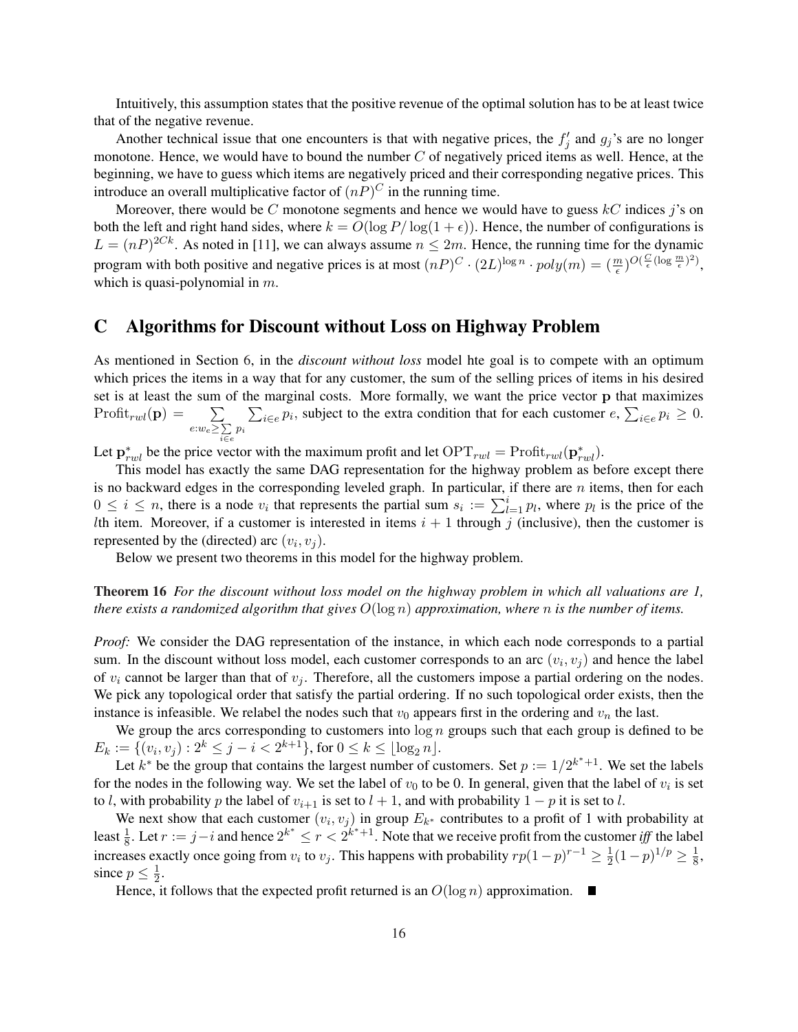Intuitively, this assumption states that the positive revenue of the optimal solution has to be at least twice that of the negative revenue.

Another technical issue that one encounters is that with negative prices, the $f'_j$ and $g_j$'s are no longer monotone. Hence, we would have to bound the number $C$ of negatively priced items as well. Hence, at the beginning, we have to guess which items are negatively priced and their corresponding negative prices. This introduce an overall multiplicative factor of $(nP)^C$ in the running time.

Moreover, there would be $C$ monotone segments and hence we would have to guess $kC$ indices $j$'s on both the left and right hand sides, where $k = O(\log P / \log(1+\epsilon))$. Hence, the number of configurations is $L = (nP)^{2Ck}$. As noted in [11], we can always assume $n \leq 2m$. Hence, the running time for the dynamic program with both positive and negative prices is at most $(nP)^C \cdot (2L)^{\log n} \cdot poly(m) = (\frac{m}{\epsilon})^{O(\frac{C}{\epsilon}(\log \frac{m}{\epsilon})^2)}$, which is quasi-polynomial in $m$.

# C Algorithms for Discount without Loss on Highway Problem

As mentioned in Section 6, in the *discount without loss* model hte goal is to compete with an optimum which prices the items in a way that for any customer, the sum of the selling prices of items in his desired set is at least the sum of the marginal costs. More formally, we want the price vector $\mathbf{p}$ that maximizes $\text{Profit}_{rwl}(\mathbf{p}) = \sum_{e: w_e \geq \sum_{i \in e} p_i} \sum_{i \in e} p_i$, subject to the extra condition that for each customer $e$, $\sum_{i \in e} p_i \geq 0$.

Let $\mathbf{p}^*_{rwl}$ be the price vector with the maximum profit and let $\text{OPT}_{rwl} = \text{Profit}_{rwl}(\mathbf{p}^*_{rwl})$.

This model has exactly the same DAG representation for the highway problem as before except there is no backward edges in the corresponding leveled graph. In particular, if there are $n$ items, then for each $0 \leq i \leq n$, there is a node $v_i$ that represents the partial sum $s_i := \sum_{l=1}^{i} p_l$, where $p_l$ is the price of the $l$th item. Moreover, if a customer is interested in items $i+1$ through $j$ (inclusive), then the customer is represented by the (directed) arc $(v_i, v_j)$.

Below we present two theorems in this model for the highway problem.

**Theorem 16** *For the discount without loss model on the highway problem in which all valuations are 1, there exists a randomized algorithm that gives $O(\log n)$ approximation, where $n$ is the number of items.*

*Proof:* We consider the DAG representation of the instance, in which each node corresponds to a partial sum. In the discount without loss model, each customer corresponds to an arc $(v_i, v_j)$ and hence the label of $v_i$ cannot be larger than that of $v_j$. Therefore, all the customers impose a partial ordering on the nodes. We pick any topological order that satisfy the partial ordering. If no such topological order exists, then the instance is infeasible. We relabel the nodes such that $v_0$ appears first in the ordering and $v_n$ the last.

We group the arcs corresponding to customers into $\log n$ groups such that each group is defined to be $E_k := \{(v_i, v_j) : 2^k \leq j - i < 2^{k+1}\}$, for $0 \leq k \leq \lfloor \log_2 n \rfloor$.

Let $k^*$ be the group that contains the largest number of customers. Set $p := 1/2^{k^*+1}$. We set the labels for the nodes in the following way. We set the label of $v_0$ to be 0. In general, given that the label of $v_i$ is set to $l$, with probability $p$ the label of $v_{i+1}$ is set to $l+1$, and with probability $1-p$ it is set to $l$.

We next show that each customer $(v_i, v_j)$ in group $E_{k^*}$ contributes to a profit of 1 with probability at least $\frac{1}{8}$. Let $r := j - i$ and hence $2^{k^*} \leq r < 2^{k^*+1}$. Note that we receive profit from the customer *iff* the label increases exactly once going from $v_i$ to $v_j$. This happens with probability $rp(1-p)^{r-1} \geq \frac{1}{2}(1-p)^{1/p} \geq \frac{1}{8}$, since $p \leq \frac{1}{2}$.

Hence, it follows that the expected profit returned is an $O(\log n)$ approximation. ■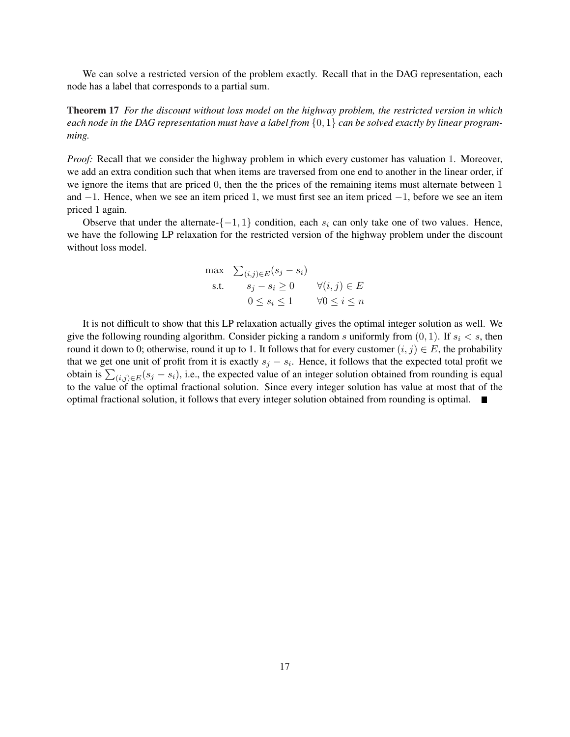We can solve a restricted version of the problem exactly. Recall that in the DAG representation, each node has a label that corresponds to a partial sum.

**Theorem 17** *For the discount without loss model on the highway problem, the restricted version in which each node in the DAG representation must have a label from* $\{0, 1\}$ *can be solved exactly by linear programming.*

*Proof:* Recall that we consider the highway problem in which every customer has valuation 1. Moreover, we add an extra condition such that when items are traversed from one end to another in the linear order, if we ignore the items that are priced 0, then the the prices of the remaining items must alternate between 1 and $-1$. Hence, when we see an item priced 1, we must first see an item priced $-1$, before we see an item priced 1 again.

Observe that under the alternate-$\{-1, 1\}$ condition, each $s_i$ can only take one of two values. Hence, we have the following LP relaxation for the restricted version of the highway problem under the discount without loss model.

$$
\begin{array}{lll}
\max & \sum_{(i,j)\in E}(s_j - s_i) & \\
\text{s.t.} & s_j - s_i \geq 0 & \forall (i,j) \in E \\
 & 0 \leq s_i \leq 1 & \forall 0 \leq i \leq n
\end{array}
$$

It is not difficult to show that this LP relaxation actually gives the optimal integer solution as well. We give the following rounding algorithm. Consider picking a random $s$ uniformly from $(0, 1)$. If $s_i < s$, then round it down to 0; otherwise, round it up to 1. It follows that for every customer $(i, j) \in E$, the probability that we get one unit of profit from it is exactly $s_j - s_i$. Hence, it follows that the expected total profit we obtain is $\sum_{(i,j)\in E}(s_j - s_i)$, i.e., the expected value of an integer solution obtained from rounding is equal to the value of the optimal fractional solution. Since every integer solution has value at most that of the optimal fractional solution, it follows that every integer solution obtained from rounding is optimal. ∎